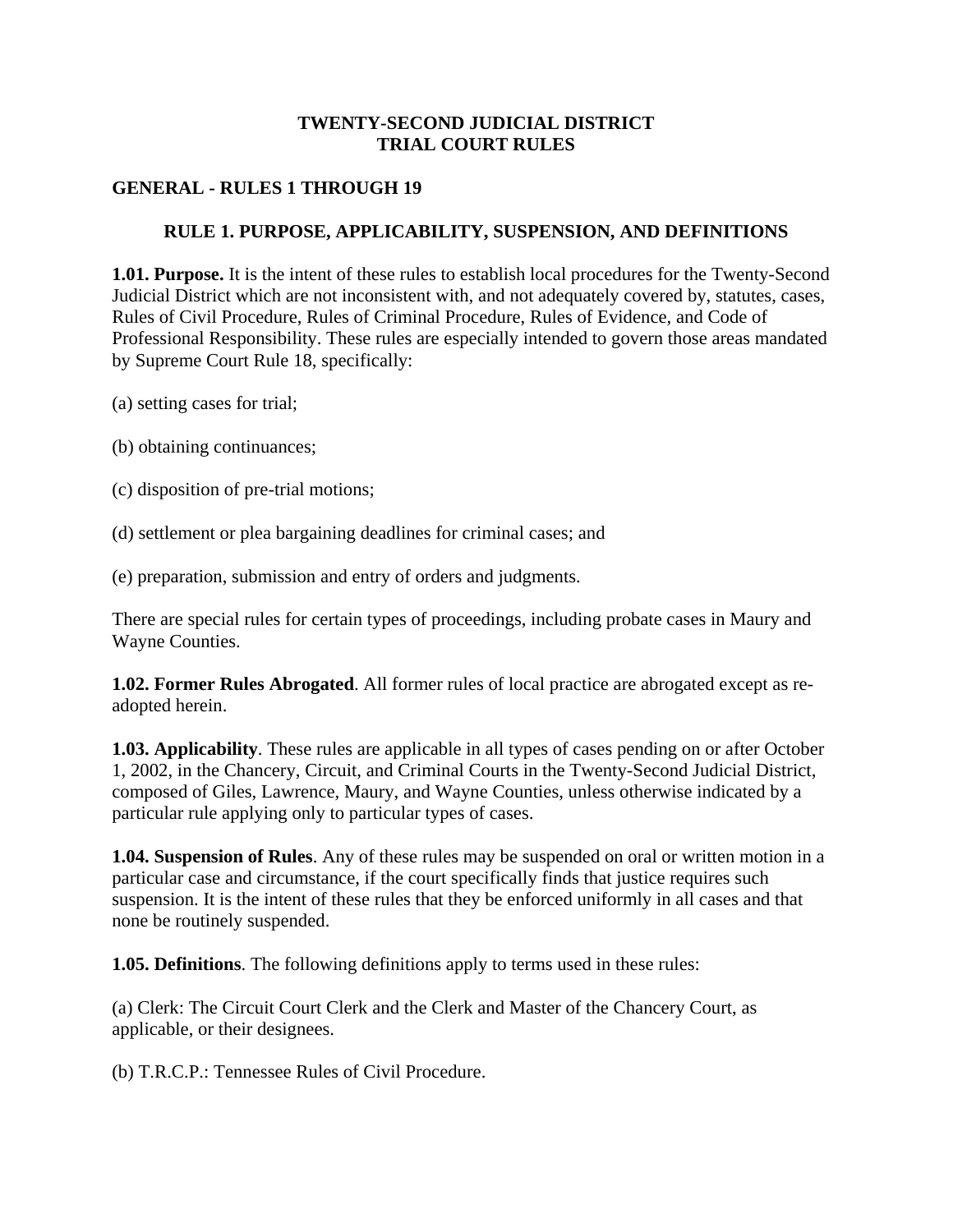# TWENTY-SECOND JUDICIAL DISTRICT
# TRIAL COURT RULES

## GENERAL - RULES 1 THROUGH 19

### RULE 1. PURPOSE, APPLICABILITY, SUSPENSION, AND DEFINITIONS

**1.01. Purpose.** It is the intent of these rules to establish local procedures for the Twenty-Second Judicial District which are not inconsistent with, and not adequately covered by, statutes, cases, Rules of Civil Procedure, Rules of Criminal Procedure, Rules of Evidence, and Code of Professional Responsibility. These rules are especially intended to govern those areas mandated by Supreme Court Rule 18, specifically:

(a) setting cases for trial;

(b) obtaining continuances;

(c) disposition of pre-trial motions;

(d) settlement or plea bargaining deadlines for criminal cases; and

(e) preparation, submission and entry of orders and judgments.

There are special rules for certain types of proceedings, including probate cases in Maury and Wayne Counties.

**1.02. Former Rules Abrogated**. All former rules of local practice are abrogated except as re-adopted herein.

**1.03. Applicability**. These rules are applicable in all types of cases pending on or after October 1, 2002, in the Chancery, Circuit, and Criminal Courts in the Twenty-Second Judicial District, composed of Giles, Lawrence, Maury, and Wayne Counties, unless otherwise indicated by a particular rule applying only to particular types of cases.

**1.04. Suspension of Rules**. Any of these rules may be suspended on oral or written motion in a particular case and circumstance, if the court specifically finds that justice requires such suspension. It is the intent of these rules that they be enforced uniformly in all cases and that none be routinely suspended.

**1.05. Definitions**. The following definitions apply to terms used in these rules:

(a) Clerk: The Circuit Court Clerk and the Clerk and Master of the Chancery Court, as applicable, or their designees.

(b) T.R.C.P.: Tennessee Rules of Civil Procedure.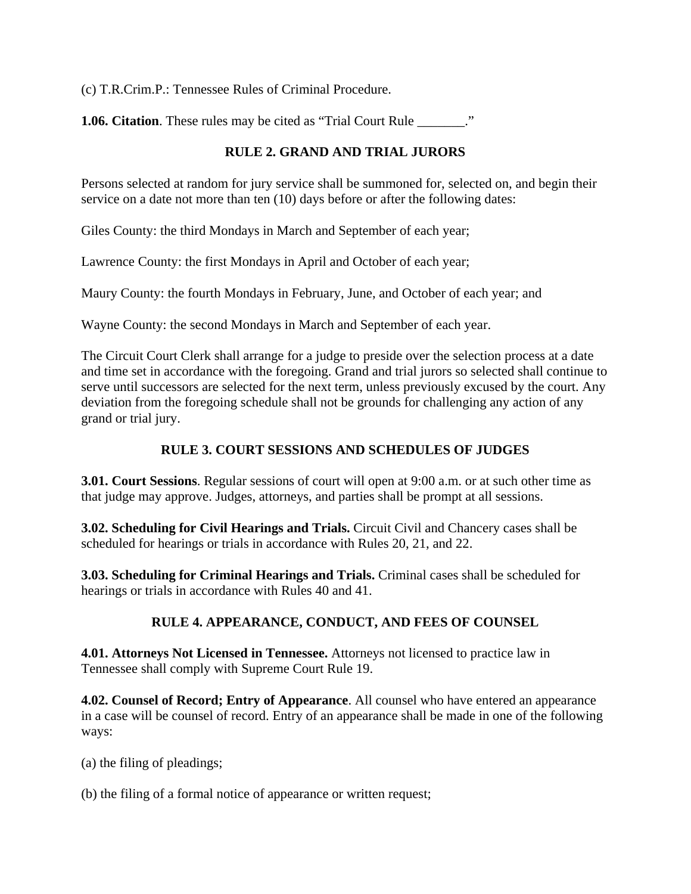(c) T.R.Crim.P.: Tennessee Rules of Criminal Procedure.

**1.06. Citation**. These rules may be cited as "Trial Court Rule _______."

## RULE 2. GRAND AND TRIAL JURORS

Persons selected at random for jury service shall be summoned for, selected on, and begin their service on a date not more than ten (10) days before or after the following dates:

Giles County: the third Mondays in March and September of each year;

Lawrence County: the first Mondays in April and October of each year;

Maury County: the fourth Mondays in February, June, and October of each year; and

Wayne County: the second Mondays in March and September of each year.

The Circuit Court Clerk shall arrange for a judge to preside over the selection process at a date and time set in accordance with the foregoing. Grand and trial jurors so selected shall continue to serve until successors are selected for the next term, unless previously excused by the court. Any deviation from the foregoing schedule shall not be grounds for challenging any action of any grand or trial jury.

## RULE 3. COURT SESSIONS AND SCHEDULES OF JUDGES

**3.01. Court Sessions**. Regular sessions of court will open at 9:00 a.m. or at such other time as that judge may approve. Judges, attorneys, and parties shall be prompt at all sessions.

**3.02. Scheduling for Civil Hearings and Trials.** Circuit Civil and Chancery cases shall be scheduled for hearings or trials in accordance with Rules 20, 21, and 22.

**3.03. Scheduling for Criminal Hearings and Trials.** Criminal cases shall be scheduled for hearings or trials in accordance with Rules 40 and 41.

## RULE 4. APPEARANCE, CONDUCT, AND FEES OF COUNSEL

**4.01. Attorneys Not Licensed in Tennessee.** Attorneys not licensed to practice law in Tennessee shall comply with Supreme Court Rule 19.

**4.02. Counsel of Record; Entry of Appearance**. All counsel who have entered an appearance in a case will be counsel of record. Entry of an appearance shall be made in one of the following ways:

(a) the filing of pleadings;

(b) the filing of a formal notice of appearance or written request;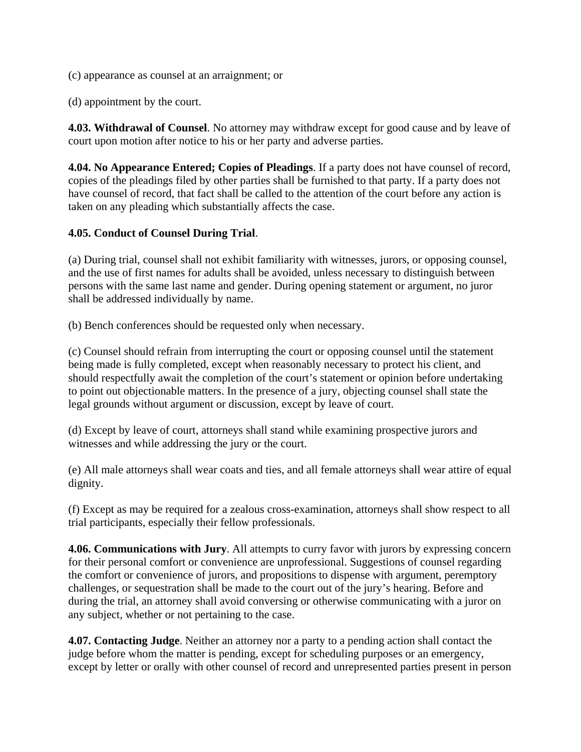(c) appearance as counsel at an arraignment; or

(d) appointment by the court.

**4.03. Withdrawal of Counsel**. No attorney may withdraw except for good cause and by leave of court upon motion after notice to his or her party and adverse parties.

**4.04. No Appearance Entered; Copies of Pleadings**. If a party does not have counsel of record, copies of the pleadings filed by other parties shall be furnished to that party. If a party does not have counsel of record, that fact shall be called to the attention of the court before any action is taken on any pleading which substantially affects the case.

**4.05. Conduct of Counsel During Trial**.

(a) During trial, counsel shall not exhibit familiarity with witnesses, jurors, or opposing counsel, and the use of first names for adults shall be avoided, unless necessary to distinguish between persons with the same last name and gender. During opening statement or argument, no juror shall be addressed individually by name.

(b) Bench conferences should be requested only when necessary.

(c) Counsel should refrain from interrupting the court or opposing counsel until the statement being made is fully completed, except when reasonably necessary to protect his client, and should respectfully await the completion of the court's statement or opinion before undertaking to point out objectionable matters. In the presence of a jury, objecting counsel shall state the legal grounds without argument or discussion, except by leave of court.

(d) Except by leave of court, attorneys shall stand while examining prospective jurors and witnesses and while addressing the jury or the court.

(e) All male attorneys shall wear coats and ties, and all female attorneys shall wear attire of equal dignity.

(f) Except as may be required for a zealous cross-examination, attorneys shall show respect to all trial participants, especially their fellow professionals.

**4.06. Communications with Jury**. All attempts to curry favor with jurors by expressing concern for their personal comfort or convenience are unprofessional. Suggestions of counsel regarding the comfort or convenience of jurors, and propositions to dispense with argument, peremptory challenges, or sequestration shall be made to the court out of the jury's hearing. Before and during the trial, an attorney shall avoid conversing or otherwise communicating with a juror on any subject, whether or not pertaining to the case.

**4.07. Contacting Judge**. Neither an attorney nor a party to a pending action shall contact the judge before whom the matter is pending, except for scheduling purposes or an emergency, except by letter or orally with other counsel of record and unrepresented parties present in person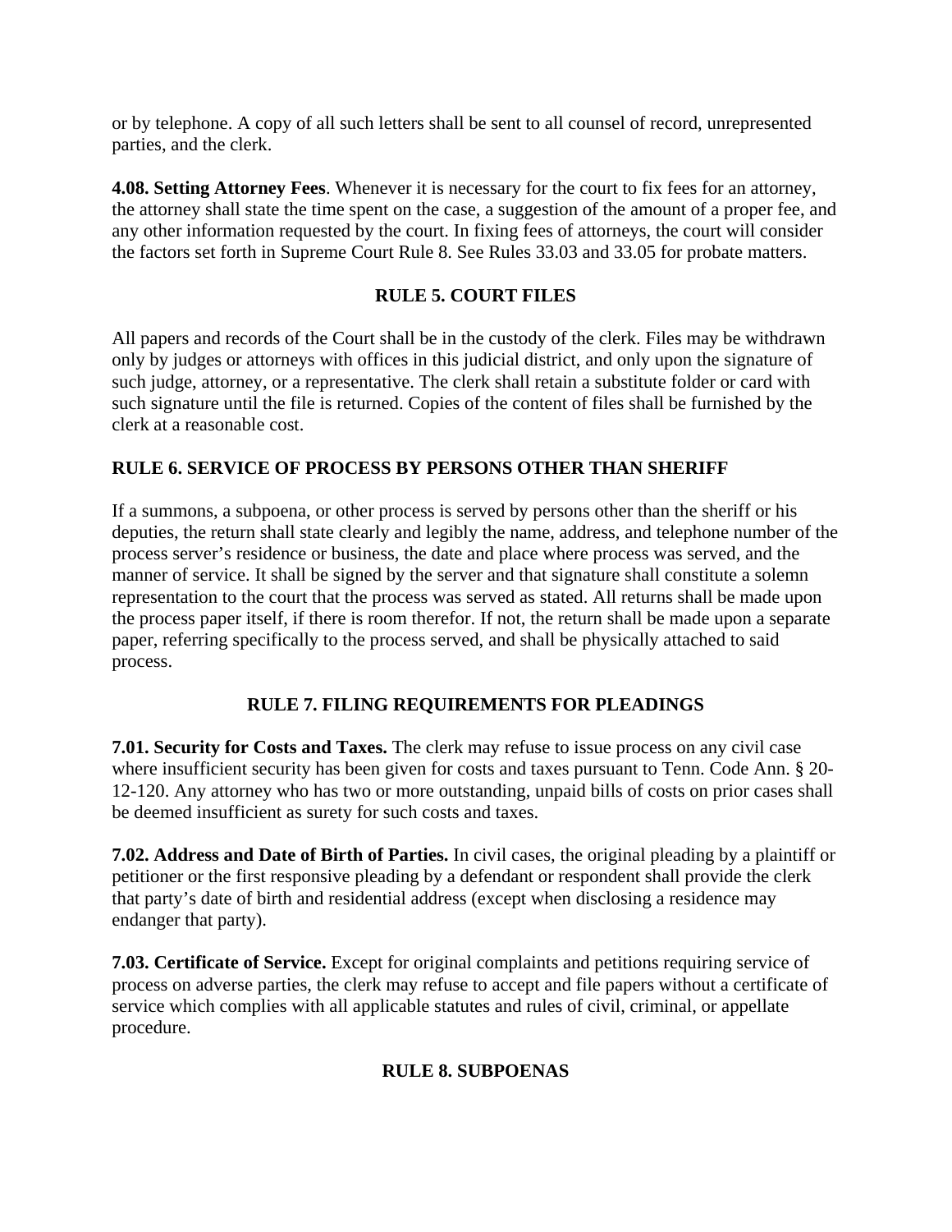or by telephone. A copy of all such letters shall be sent to all counsel of record, unrepresented parties, and the clerk.

**4.08. Setting Attorney Fees**. Whenever it is necessary for the court to fix fees for an attorney, the attorney shall state the time spent on the case, a suggestion of the amount of a proper fee, and any other information requested by the court. In fixing fees of attorneys, the court will consider the factors set forth in Supreme Court Rule 8. See Rules 33.03 and 33.05 for probate matters.

## RULE 5. COURT FILES

All papers and records of the Court shall be in the custody of the clerk. Files may be withdrawn only by judges or attorneys with offices in this judicial district, and only upon the signature of such judge, attorney, or a representative. The clerk shall retain a substitute folder or card with such signature until the file is returned. Copies of the content of files shall be furnished by the clerk at a reasonable cost.

## RULE 6. SERVICE OF PROCESS BY PERSONS OTHER THAN SHERIFF

If a summons, a subpoena, or other process is served by persons other than the sheriff or his deputies, the return shall state clearly and legibly the name, address, and telephone number of the process server's residence or business, the date and place where process was served, and the manner of service. It shall be signed by the server and that signature shall constitute a solemn representation to the court that the process was served as stated. All returns shall be made upon the process paper itself, if there is room therefor. If not, the return shall be made upon a separate paper, referring specifically to the process served, and shall be physically attached to said process.

## RULE 7. FILING REQUIREMENTS FOR PLEADINGS

**7.01. Security for Costs and Taxes.** The clerk may refuse to issue process on any civil case where insufficient security has been given for costs and taxes pursuant to Tenn. Code Ann. § 20-12-120. Any attorney who has two or more outstanding, unpaid bills of costs on prior cases shall be deemed insufficient as surety for such costs and taxes.

**7.02. Address and Date of Birth of Parties.** In civil cases, the original pleading by a plaintiff or petitioner or the first responsive pleading by a defendant or respondent shall provide the clerk that party's date of birth and residential address (except when disclosing a residence may endanger that party).

**7.03. Certificate of Service.** Except for original complaints and petitions requiring service of process on adverse parties, the clerk may refuse to accept and file papers without a certificate of service which complies with all applicable statutes and rules of civil, criminal, or appellate procedure.

## RULE 8. SUBPOENAS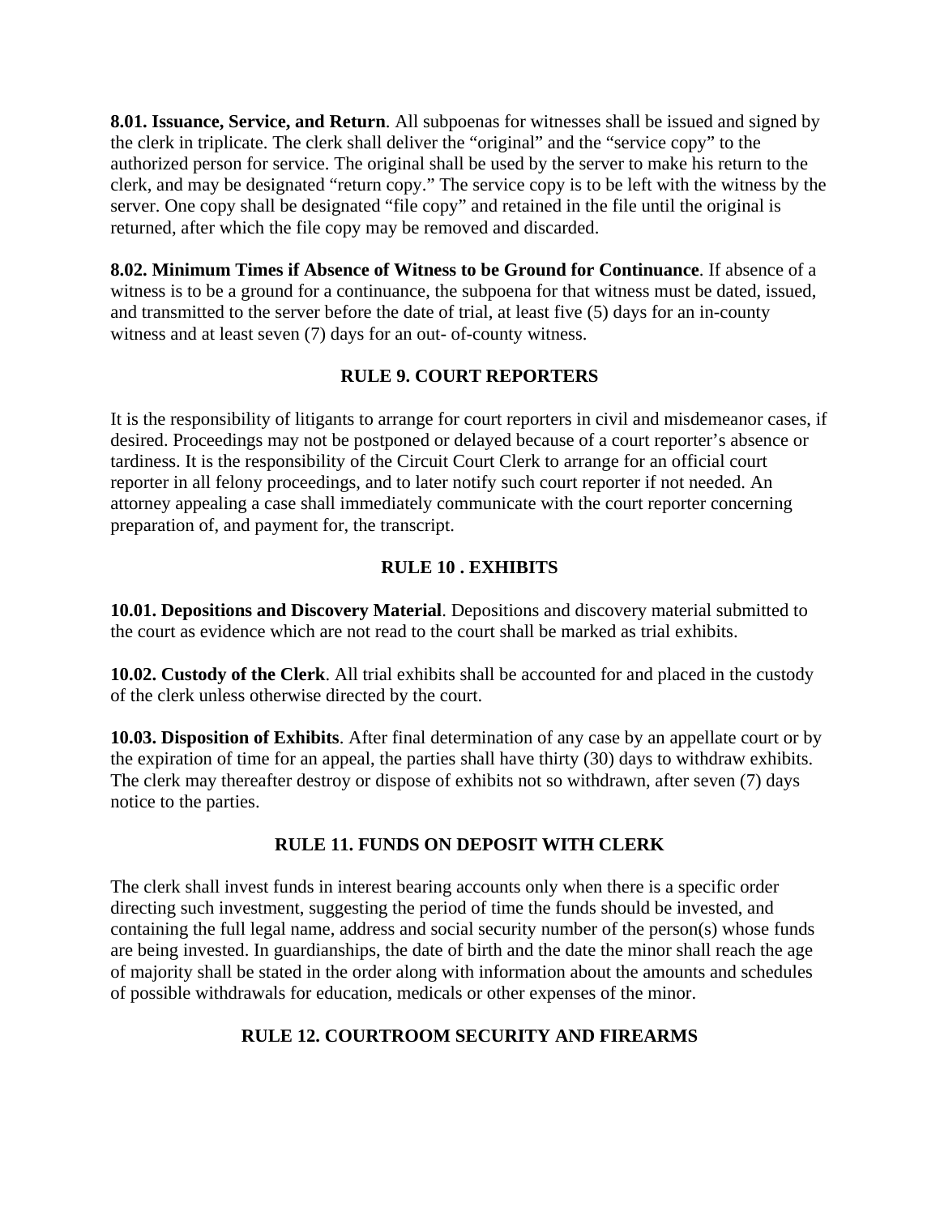**8.01. Issuance, Service, and Return**. All subpoenas for witnesses shall be issued and signed by the clerk in triplicate. The clerk shall deliver the "original" and the "service copy" to the authorized person for service. The original shall be used by the server to make his return to the clerk, and may be designated "return copy." The service copy is to be left with the witness by the server. One copy shall be designated "file copy" and retained in the file until the original is returned, after which the file copy may be removed and discarded.

**8.02. Minimum Times if Absence of Witness to be Ground for Continuance**. If absence of a witness is to be a ground for a continuance, the subpoena for that witness must be dated, issued, and transmitted to the server before the date of trial, at least five (5) days for an in-county witness and at least seven (7) days for an out- of-county witness.

## RULE 9. COURT REPORTERS

It is the responsibility of litigants to arrange for court reporters in civil and misdemeanor cases, if desired. Proceedings may not be postponed or delayed because of a court reporter's absence or tardiness. It is the responsibility of the Circuit Court Clerk to arrange for an official court reporter in all felony proceedings, and to later notify such court reporter if not needed. An attorney appealing a case shall immediately communicate with the court reporter concerning preparation of, and payment for, the transcript.

## RULE 10 . EXHIBITS

**10.01. Depositions and Discovery Material**. Depositions and discovery material submitted to the court as evidence which are not read to the court shall be marked as trial exhibits.

**10.02. Custody of the Clerk**. All trial exhibits shall be accounted for and placed in the custody of the clerk unless otherwise directed by the court.

**10.03. Disposition of Exhibits**. After final determination of any case by an appellate court or by the expiration of time for an appeal, the parties shall have thirty (30) days to withdraw exhibits. The clerk may thereafter destroy or dispose of exhibits not so withdrawn, after seven (7) days notice to the parties.

## RULE 11. FUNDS ON DEPOSIT WITH CLERK

The clerk shall invest funds in interest bearing accounts only when there is a specific order directing such investment, suggesting the period of time the funds should be invested, and containing the full legal name, address and social security number of the person(s) whose funds are being invested. In guardianships, the date of birth and the date the minor shall reach the age of majority shall be stated in the order along with information about the amounts and schedules of possible withdrawals for education, medicals or other expenses of the minor.

## RULE 12. COURTROOM SECURITY AND FIREARMS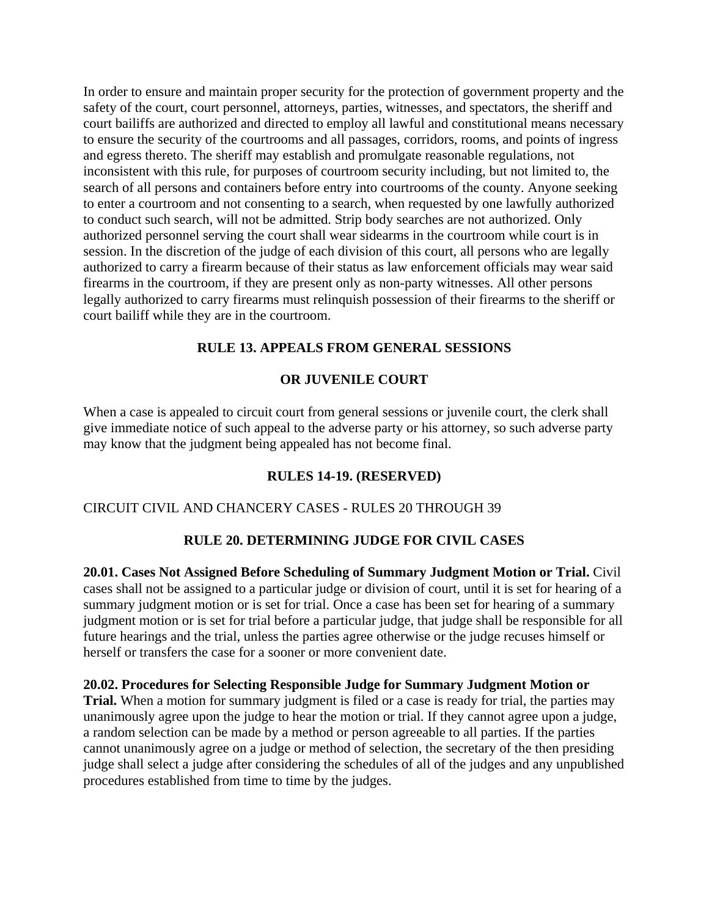In order to ensure and maintain proper security for the protection of government property and the safety of the court, court personnel, attorneys, parties, witnesses, and spectators, the sheriff and court bailiffs are authorized and directed to employ all lawful and constitutional means necessary to ensure the security of the courtrooms and all passages, corridors, rooms, and points of ingress and egress thereto. The sheriff may establish and promulgate reasonable regulations, not inconsistent with this rule, for purposes of courtroom security including, but not limited to, the search of all persons and containers before entry into courtrooms of the county. Anyone seeking to enter a courtroom and not consenting to a search, when requested by one lawfully authorized to conduct such search, will not be admitted. Strip body searches are not authorized. Only authorized personnel serving the court shall wear sidearms in the courtroom while court is in session. In the discretion of the judge of each division of this court, all persons who are legally authorized to carry a firearm because of their status as law enforcement officials may wear said firearms in the courtroom, if they are present only as non-party witnesses. All other persons legally authorized to carry firearms must relinquish possession of their firearms to the sheriff or court bailiff while they are in the courtroom.

## RULE 13. APPEALS FROM GENERAL SESSIONS OR JUVENILE COURT

When a case is appealed to circuit court from general sessions or juvenile court, the clerk shall give immediate notice of such appeal to the adverse party or his attorney, so such adverse party may know that the judgment being appealed has not become final.

## RULES 14-19. (RESERVED)

CIRCUIT CIVIL AND CHANCERY CASES - RULES 20 THROUGH 39

## RULE 20. DETERMINING JUDGE FOR CIVIL CASES

**20.01. Cases Not Assigned Before Scheduling of Summary Judgment Motion or Trial.** Civil cases shall not be assigned to a particular judge or division of court, until it is set for hearing of a summary judgment motion or is set for trial. Once a case has been set for hearing of a summary judgment motion or is set for trial before a particular judge, that judge shall be responsible for all future hearings and the trial, unless the parties agree otherwise or the judge recuses himself or herself or transfers the case for a sooner or more convenient date.

**20.02. Procedures for Selecting Responsible Judge for Summary Judgment Motion or Trial.** When a motion for summary judgment is filed or a case is ready for trial, the parties may unanimously agree upon the judge to hear the motion or trial. If they cannot agree upon a judge, a random selection can be made by a method or person agreeable to all parties. If the parties cannot unanimously agree on a judge or method of selection, the secretary of the then presiding judge shall select a judge after considering the schedules of all of the judges and any unpublished procedures established from time to time by the judges.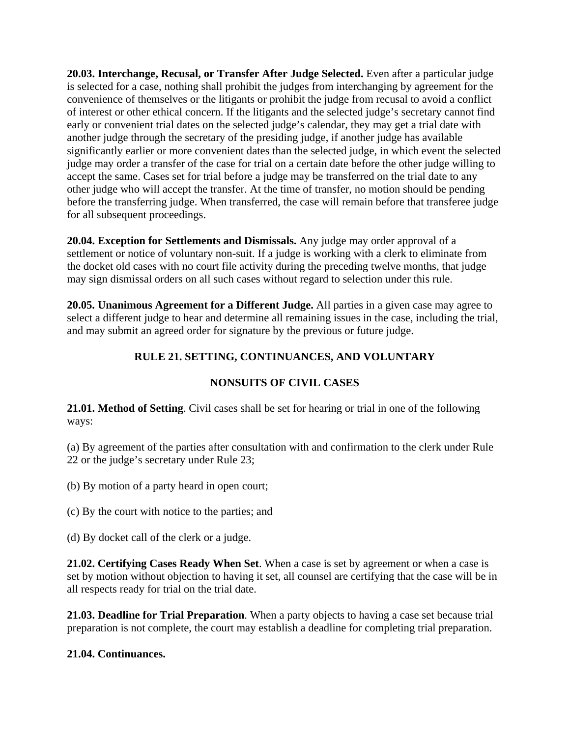**20.03. Interchange, Recusal, or Transfer After Judge Selected.** Even after a particular judge is selected for a case, nothing shall prohibit the judges from interchanging by agreement for the convenience of themselves or the litigants or prohibit the judge from recusal to avoid a conflict of interest or other ethical concern. If the litigants and the selected judge's secretary cannot find early or convenient trial dates on the selected judge's calendar, they may get a trial date with another judge through the secretary of the presiding judge, if another judge has available significantly earlier or more convenient dates than the selected judge, in which event the selected judge may order a transfer of the case for trial on a certain date before the other judge willing to accept the same. Cases set for trial before a judge may be transferred on the trial date to any other judge who will accept the transfer. At the time of transfer, no motion should be pending before the transferring judge. When transferred, the case will remain before that transferee judge for all subsequent proceedings.

**20.04. Exception for Settlements and Dismissals.** Any judge may order approval of a settlement or notice of voluntary non-suit. If a judge is working with a clerk to eliminate from the docket old cases with no court file activity during the preceding twelve months, that judge may sign dismissal orders on all such cases without regard to selection under this rule.

**20.05. Unanimous Agreement for a Different Judge.** All parties in a given case may agree to select a different judge to hear and determine all remaining issues in the case, including the trial, and may submit an agreed order for signature by the previous or future judge.

## RULE 21. SETTING, CONTINUANCES, AND VOLUNTARY NONSUITS OF CIVIL CASES

**21.01. Method of Setting**. Civil cases shall be set for hearing or trial in one of the following ways:

(a) By agreement of the parties after consultation with and confirmation to the clerk under Rule 22 or the judge's secretary under Rule 23;

(b) By motion of a party heard in open court;

(c) By the court with notice to the parties; and

(d) By docket call of the clerk or a judge.

**21.02. Certifying Cases Ready When Set**. When a case is set by agreement or when a case is set by motion without objection to having it set, all counsel are certifying that the case will be in all respects ready for trial on the trial date.

**21.03. Deadline for Trial Preparation**. When a party objects to having a case set because trial preparation is not complete, the court may establish a deadline for completing trial preparation.

**21.04. Continuances.**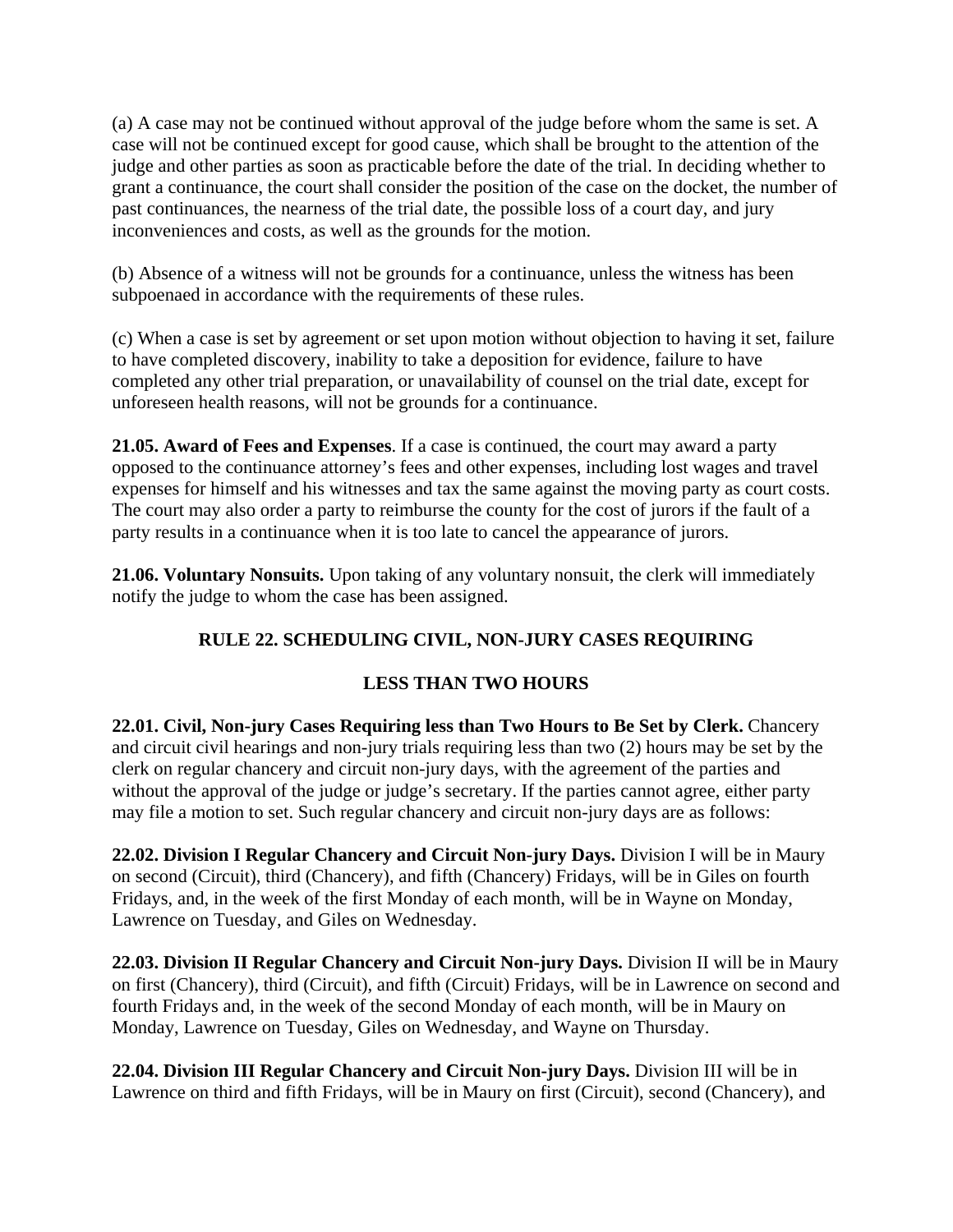(a) A case may not be continued without approval of the judge before whom the same is set. A case will not be continued except for good cause, which shall be brought to the attention of the judge and other parties as soon as practicable before the date of the trial. In deciding whether to grant a continuance, the court shall consider the position of the case on the docket, the number of past continuances, the nearness of the trial date, the possible loss of a court day, and jury inconveniences and costs, as well as the grounds for the motion.

(b) Absence of a witness will not be grounds for a continuance, unless the witness has been subpoenaed in accordance with the requirements of these rules.

(c) When a case is set by agreement or set upon motion without objection to having it set, failure to have completed discovery, inability to take a deposition for evidence, failure to have completed any other trial preparation, or unavailability of counsel on the trial date, except for unforeseen health reasons, will not be grounds for a continuance.

**21.05. Award of Fees and Expenses**. If a case is continued, the court may award a party opposed to the continuance attorney's fees and other expenses, including lost wages and travel expenses for himself and his witnesses and tax the same against the moving party as court costs. The court may also order a party to reimburse the county for the cost of jurors if the fault of a party results in a continuance when it is too late to cancel the appearance of jurors.

**21.06. Voluntary Nonsuits.** Upon taking of any voluntary nonsuit, the clerk will immediately notify the judge to whom the case has been assigned.

## RULE 22. SCHEDULING CIVIL, NON-JURY CASES REQUIRING LESS THAN TWO HOURS

**22.01. Civil, Non-jury Cases Requiring less than Two Hours to Be Set by Clerk.** Chancery and circuit civil hearings and non-jury trials requiring less than two (2) hours may be set by the clerk on regular chancery and circuit non-jury days, with the agreement of the parties and without the approval of the judge or judge's secretary. If the parties cannot agree, either party may file a motion to set. Such regular chancery and circuit non-jury days are as follows:

**22.02. Division I Regular Chancery and Circuit Non-jury Days.** Division I will be in Maury on second (Circuit), third (Chancery), and fifth (Chancery) Fridays, will be in Giles on fourth Fridays, and, in the week of the first Monday of each month, will be in Wayne on Monday, Lawrence on Tuesday, and Giles on Wednesday.

**22.03. Division II Regular Chancery and Circuit Non-jury Days.** Division II will be in Maury on first (Chancery), third (Circuit), and fifth (Circuit) Fridays, will be in Lawrence on second and fourth Fridays and, in the week of the second Monday of each month, will be in Maury on Monday, Lawrence on Tuesday, Giles on Wednesday, and Wayne on Thursday.

**22.04. Division III Regular Chancery and Circuit Non-jury Days.** Division III will be in Lawrence on third and fifth Fridays, will be in Maury on first (Circuit), second (Chancery), and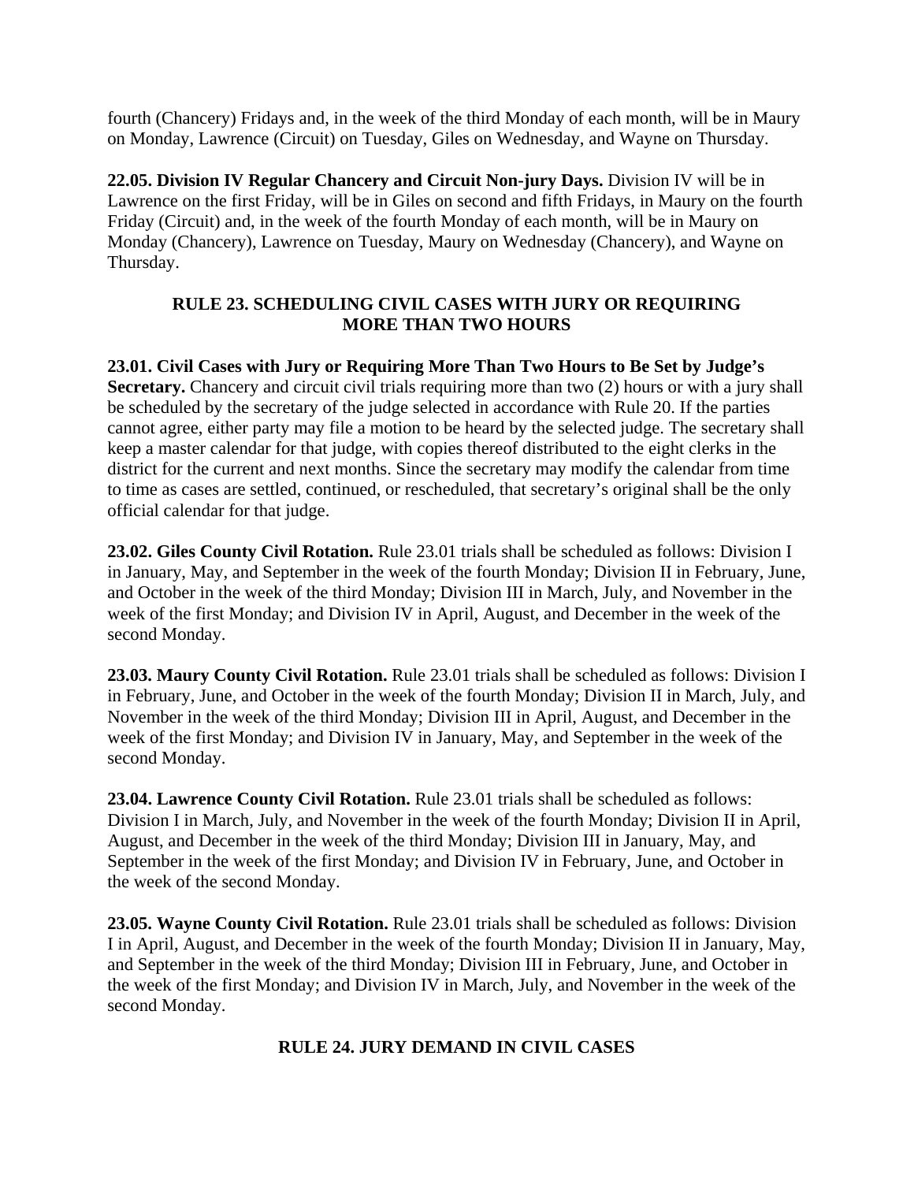fourth (Chancery) Fridays and, in the week of the third Monday of each month, will be in Maury on Monday, Lawrence (Circuit) on Tuesday, Giles on Wednesday, and Wayne on Thursday.

**22.05. Division IV Regular Chancery and Circuit Non-jury Days.** Division IV will be in Lawrence on the first Friday, will be in Giles on second and fifth Fridays, in Maury on the fourth Friday (Circuit) and, in the week of the fourth Monday of each month, will be in Maury on Monday (Chancery), Lawrence on Tuesday, Maury on Wednesday (Chancery), and Wayne on Thursday.

## RULE 23. SCHEDULING CIVIL CASES WITH JURY OR REQUIRING MORE THAN TWO HOURS

**23.01. Civil Cases with Jury or Requiring More Than Two Hours to Be Set by Judge's Secretary.** Chancery and circuit civil trials requiring more than two (2) hours or with a jury shall be scheduled by the secretary of the judge selected in accordance with Rule 20. If the parties cannot agree, either party may file a motion to be heard by the selected judge. The secretary shall keep a master calendar for that judge, with copies thereof distributed to the eight clerks in the district for the current and next months. Since the secretary may modify the calendar from time to time as cases are settled, continued, or rescheduled, that secretary's original shall be the only official calendar for that judge.

**23.02. Giles County Civil Rotation.** Rule 23.01 trials shall be scheduled as follows: Division I in January, May, and September in the week of the fourth Monday; Division II in February, June, and October in the week of the third Monday; Division III in March, July, and November in the week of the first Monday; and Division IV in April, August, and December in the week of the second Monday.

**23.03. Maury County Civil Rotation.** Rule 23.01 trials shall be scheduled as follows: Division I in February, June, and October in the week of the fourth Monday; Division II in March, July, and November in the week of the third Monday; Division III in April, August, and December in the week of the first Monday; and Division IV in January, May, and September in the week of the second Monday.

**23.04. Lawrence County Civil Rotation.** Rule 23.01 trials shall be scheduled as follows: Division I in March, July, and November in the week of the fourth Monday; Division II in April, August, and December in the week of the third Monday; Division III in January, May, and September in the week of the first Monday; and Division IV in February, June, and October in the week of the second Monday.

**23.05. Wayne County Civil Rotation.** Rule 23.01 trials shall be scheduled as follows: Division I in April, August, and December in the week of the fourth Monday; Division II in January, May, and September in the week of the third Monday; Division III in February, June, and October in the week of the first Monday; and Division IV in March, July, and November in the week of the second Monday.

## RULE 24. JURY DEMAND IN CIVIL CASES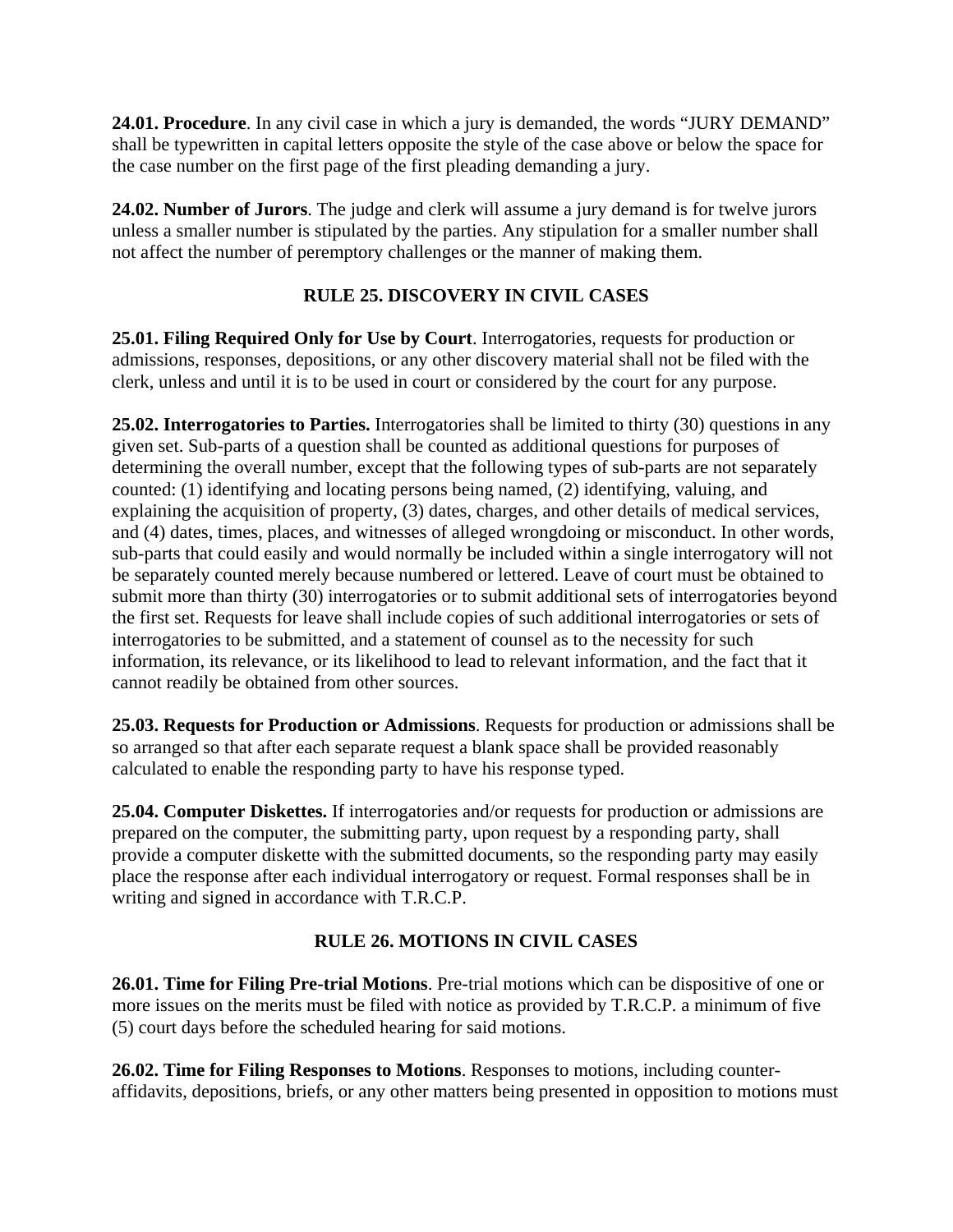**24.01. Procedure**. In any civil case in which a jury is demanded, the words "JURY DEMAND" shall be typewritten in capital letters opposite the style of the case above or below the space for the case number on the first page of the first pleading demanding a jury.

**24.02. Number of Jurors**. The judge and clerk will assume a jury demand is for twelve jurors unless a smaller number is stipulated by the parties. Any stipulation for a smaller number shall not affect the number of peremptory challenges or the manner of making them.

## RULE 25. DISCOVERY IN CIVIL CASES

**25.01. Filing Required Only for Use by Court**. Interrogatories, requests for production or admissions, responses, depositions, or any other discovery material shall not be filed with the clerk, unless and until it is to be used in court or considered by the court for any purpose.

**25.02. Interrogatories to Parties.** Interrogatories shall be limited to thirty (30) questions in any given set. Sub-parts of a question shall be counted as additional questions for purposes of determining the overall number, except that the following types of sub-parts are not separately counted: (1) identifying and locating persons being named, (2) identifying, valuing, and explaining the acquisition of property, (3) dates, charges, and other details of medical services, and (4) dates, times, places, and witnesses of alleged wrongdoing or misconduct. In other words, sub-parts that could easily and would normally be included within a single interrogatory will not be separately counted merely because numbered or lettered. Leave of court must be obtained to submit more than thirty (30) interrogatories or to submit additional sets of interrogatories beyond the first set. Requests for leave shall include copies of such additional interrogatories or sets of interrogatories to be submitted, and a statement of counsel as to the necessity for such information, its relevance, or its likelihood to lead to relevant information, and the fact that it cannot readily be obtained from other sources.

**25.03. Requests for Production or Admissions**. Requests for production or admissions shall be so arranged so that after each separate request a blank space shall be provided reasonably calculated to enable the responding party to have his response typed.

**25.04. Computer Diskettes.** If interrogatories and/or requests for production or admissions are prepared on the computer, the submitting party, upon request by a responding party, shall provide a computer diskette with the submitted documents, so the responding party may easily place the response after each individual interrogatory or request. Formal responses shall be in writing and signed in accordance with T.R.C.P.

## RULE 26. MOTIONS IN CIVIL CASES

**26.01. Time for Filing Pre-trial Motions**. Pre-trial motions which can be dispositive of one or more issues on the merits must be filed with notice as provided by T.R.C.P. a minimum of five (5) court days before the scheduled hearing for said motions.

**26.02. Time for Filing Responses to Motions**. Responses to motions, including counter-affidavits, depositions, briefs, or any other matters being presented in opposition to motions must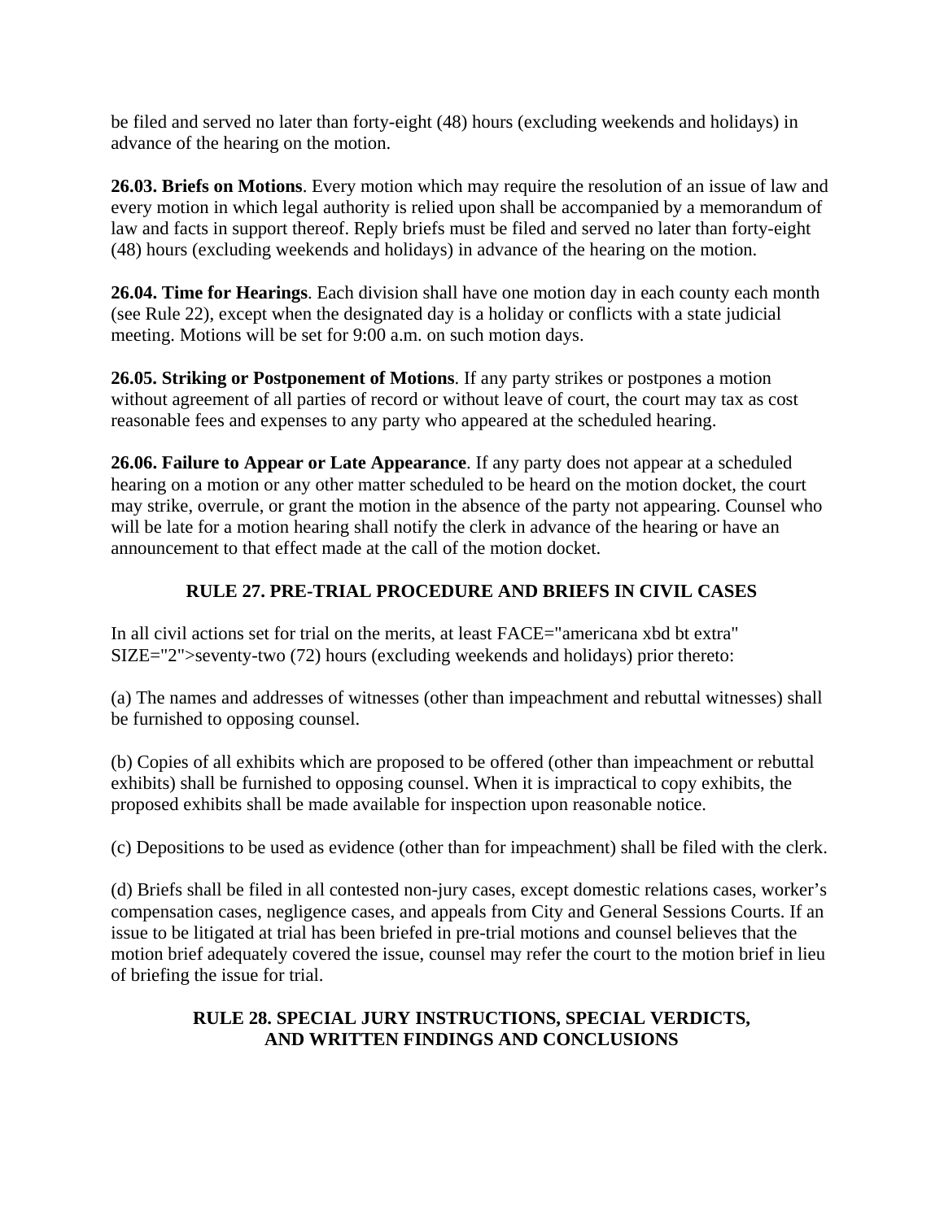be filed and served no later than forty-eight (48) hours (excluding weekends and holidays) in advance of the hearing on the motion.

**26.03. Briefs on Motions**. Every motion which may require the resolution of an issue of law and every motion in which legal authority is relied upon shall be accompanied by a memorandum of law and facts in support thereof. Reply briefs must be filed and served no later than forty-eight (48) hours (excluding weekends and holidays) in advance of the hearing on the motion.

**26.04. Time for Hearings**. Each division shall have one motion day in each county each month (see Rule 22), except when the designated day is a holiday or conflicts with a state judicial meeting. Motions will be set for 9:00 a.m. on such motion days.

**26.05. Striking or Postponement of Motions**. If any party strikes or postpones a motion without agreement of all parties of record or without leave of court, the court may tax as cost reasonable fees and expenses to any party who appeared at the scheduled hearing.

**26.06. Failure to Appear or Late Appearance**. If any party does not appear at a scheduled hearing on a motion or any other matter scheduled to be heard on the motion docket, the court may strike, overrule, or grant the motion in the absence of the party not appearing. Counsel who will be late for a motion hearing shall notify the clerk in advance of the hearing or have an announcement to that effect made at the call of the motion docket.

## RULE 27. PRE-TRIAL PROCEDURE AND BRIEFS IN CIVIL CASES

In all civil actions set for trial on the merits, at least FACE="americana xbd bt extra" SIZE="2">seventy-two (72) hours (excluding weekends and holidays) prior thereto:

(a) The names and addresses of witnesses (other than impeachment and rebuttal witnesses) shall be furnished to opposing counsel.

(b) Copies of all exhibits which are proposed to be offered (other than impeachment or rebuttal exhibits) shall be furnished to opposing counsel. When it is impractical to copy exhibits, the proposed exhibits shall be made available for inspection upon reasonable notice.

(c) Depositions to be used as evidence (other than for impeachment) shall be filed with the clerk.

(d) Briefs shall be filed in all contested non-jury cases, except domestic relations cases, worker's compensation cases, negligence cases, and appeals from City and General Sessions Courts. If an issue to be litigated at trial has been briefed in pre-trial motions and counsel believes that the motion brief adequately covered the issue, counsel may refer the court to the motion brief in lieu of briefing the issue for trial.

## RULE 28. SPECIAL JURY INSTRUCTIONS, SPECIAL VERDICTS, AND WRITTEN FINDINGS AND CONCLUSIONS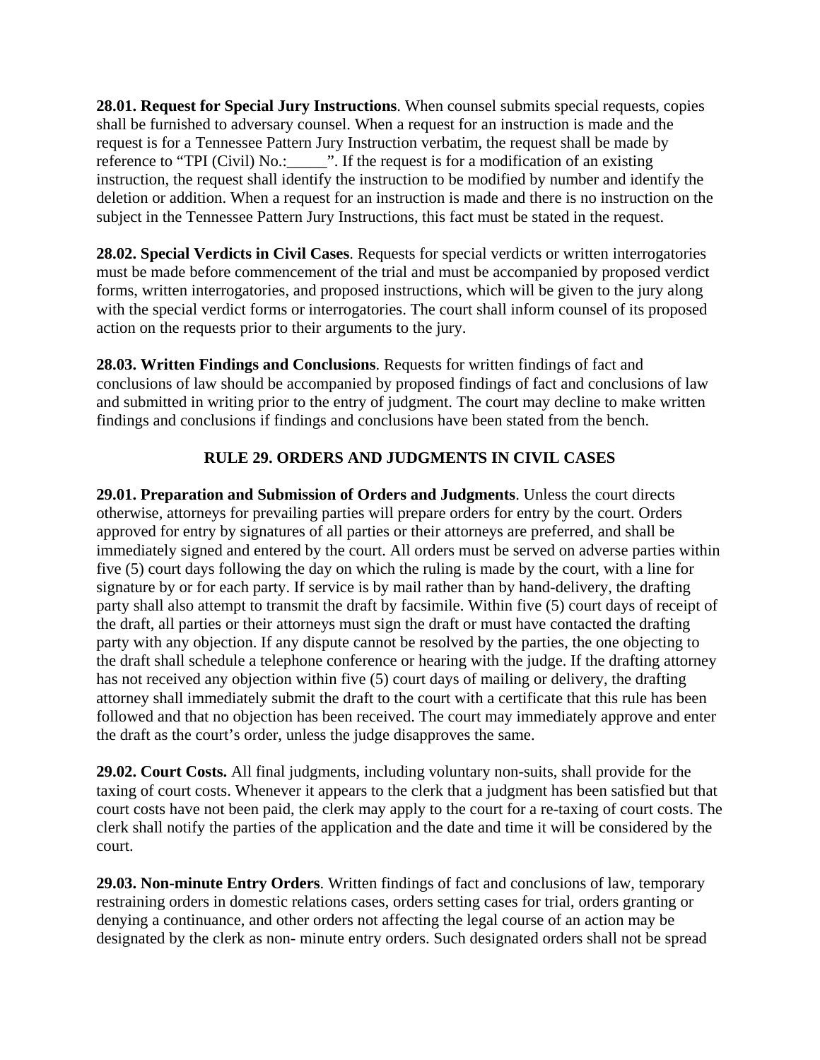**28.01. Request for Special Jury Instructions**. When counsel submits special requests, copies shall be furnished to adversary counsel. When a request for an instruction is made and the request is for a Tennessee Pattern Jury Instruction verbatim, the request shall be made by reference to "TPI (Civil) No.:_____". If the request is for a modification of an existing instruction, the request shall identify the instruction to be modified by number and identify the deletion or addition. When a request for an instruction is made and there is no instruction on the subject in the Tennessee Pattern Jury Instructions, this fact must be stated in the request.

**28.02. Special Verdicts in Civil Cases**. Requests for special verdicts or written interrogatories must be made before commencement of the trial and must be accompanied by proposed verdict forms, written interrogatories, and proposed instructions, which will be given to the jury along with the special verdict forms or interrogatories. The court shall inform counsel of its proposed action on the requests prior to their arguments to the jury.

**28.03. Written Findings and Conclusions**. Requests for written findings of fact and conclusions of law should be accompanied by proposed findings of fact and conclusions of law and submitted in writing prior to the entry of judgment. The court may decline to make written findings and conclusions if findings and conclusions have been stated from the bench.

## RULE 29. ORDERS AND JUDGMENTS IN CIVIL CASES

**29.01. Preparation and Submission of Orders and Judgments**. Unless the court directs otherwise, attorneys for prevailing parties will prepare orders for entry by the court. Orders approved for entry by signatures of all parties or their attorneys are preferred, and shall be immediately signed and entered by the court. All orders must be served on adverse parties within five (5) court days following the day on which the ruling is made by the court, with a line for signature by or for each party. If service is by mail rather than by hand-delivery, the drafting party shall also attempt to transmit the draft by facsimile. Within five (5) court days of receipt of the draft, all parties or their attorneys must sign the draft or must have contacted the drafting party with any objection. If any dispute cannot be resolved by the parties, the one objecting to the draft shall schedule a telephone conference or hearing with the judge. If the drafting attorney has not received any objection within five (5) court days of mailing or delivery, the drafting attorney shall immediately submit the draft to the court with a certificate that this rule has been followed and that no objection has been received. The court may immediately approve and enter the draft as the court's order, unless the judge disapproves the same.

**29.02. Court Costs.** All final judgments, including voluntary non-suits, shall provide for the taxing of court costs. Whenever it appears to the clerk that a judgment has been satisfied but that court costs have not been paid, the clerk may apply to the court for a re-taxing of court costs. The clerk shall notify the parties of the application and the date and time it will be considered by the court.

**29.03. Non-minute Entry Orders**. Written findings of fact and conclusions of law, temporary restraining orders in domestic relations cases, orders setting cases for trial, orders granting or denying a continuance, and other orders not affecting the legal course of an action may be designated by the clerk as non- minute entry orders. Such designated orders shall not be spread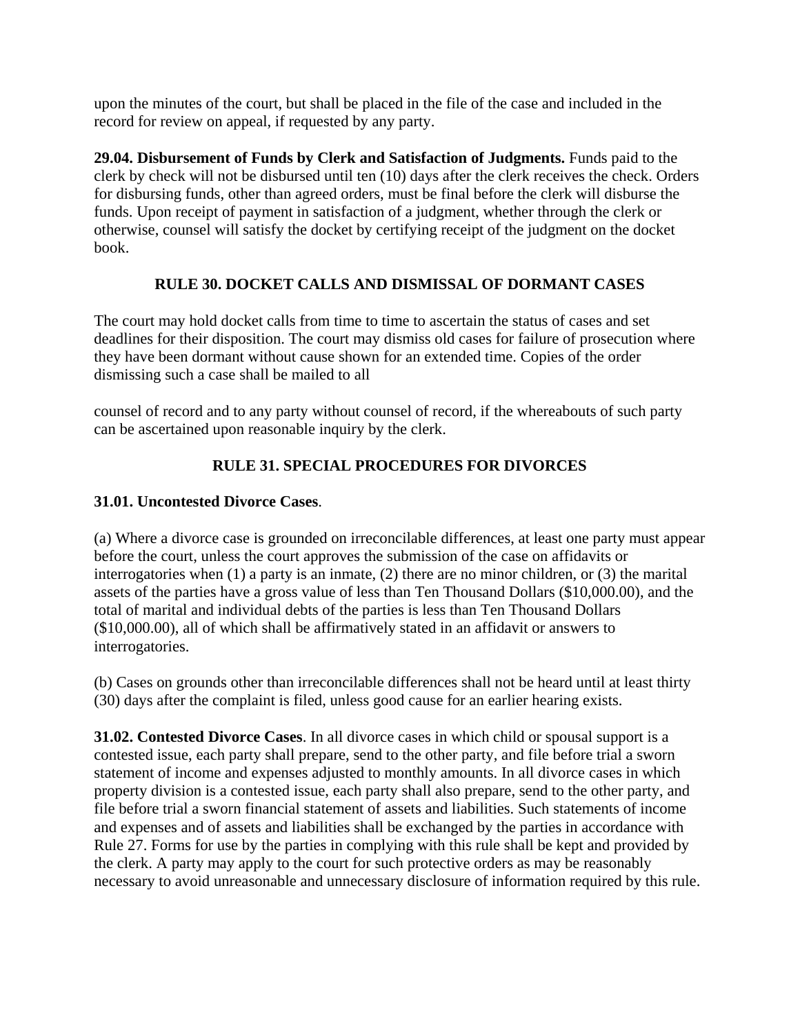upon the minutes of the court, but shall be placed in the file of the case and included in the record for review on appeal, if requested by any party.

**29.04. Disbursement of Funds by Clerk and Satisfaction of Judgments.** Funds paid to the clerk by check will not be disbursed until ten (10) days after the clerk receives the check. Orders for disbursing funds, other than agreed orders, must be final before the clerk will disburse the funds. Upon receipt of payment in satisfaction of a judgment, whether through the clerk or otherwise, counsel will satisfy the docket by certifying receipt of the judgment on the docket book.

## RULE 30. DOCKET CALLS AND DISMISSAL OF DORMANT CASES

The court may hold docket calls from time to time to ascertain the status of cases and set deadlines for their disposition. The court may dismiss old cases for failure of prosecution where they have been dormant without cause shown for an extended time. Copies of the order dismissing such a case shall be mailed to all counsel of record and to any party without counsel of record, if the whereabouts of such party can be ascertained upon reasonable inquiry by the clerk.

## RULE 31. SPECIAL PROCEDURES FOR DIVORCES

**31.01. Uncontested Divorce Cases**.

(a) Where a divorce case is grounded on irreconcilable differences, at least one party must appear before the court, unless the court approves the submission of the case on affidavits or interrogatories when (1) a party is an inmate, (2) there are no minor children, or (3) the marital assets of the parties have a gross value of less than Ten Thousand Dollars ($10,000.00), and the total of marital and individual debts of the parties is less than Ten Thousand Dollars ($10,000.00), all of which shall be affirmatively stated in an affidavit or answers to interrogatories.

(b) Cases on grounds other than irreconcilable differences shall not be heard until at least thirty (30) days after the complaint is filed, unless good cause for an earlier hearing exists.

**31.02. Contested Divorce Cases**. In all divorce cases in which child or spousal support is a contested issue, each party shall prepare, send to the other party, and file before trial a sworn statement of income and expenses adjusted to monthly amounts. In all divorce cases in which property division is a contested issue, each party shall also prepare, send to the other party, and file before trial a sworn financial statement of assets and liabilities. Such statements of income and expenses and of assets and liabilities shall be exchanged by the parties in accordance with Rule 27. Forms for use by the parties in complying with this rule shall be kept and provided by the clerk. A party may apply to the court for such protective orders as may be reasonably necessary to avoid unreasonable and unnecessary disclosure of information required by this rule.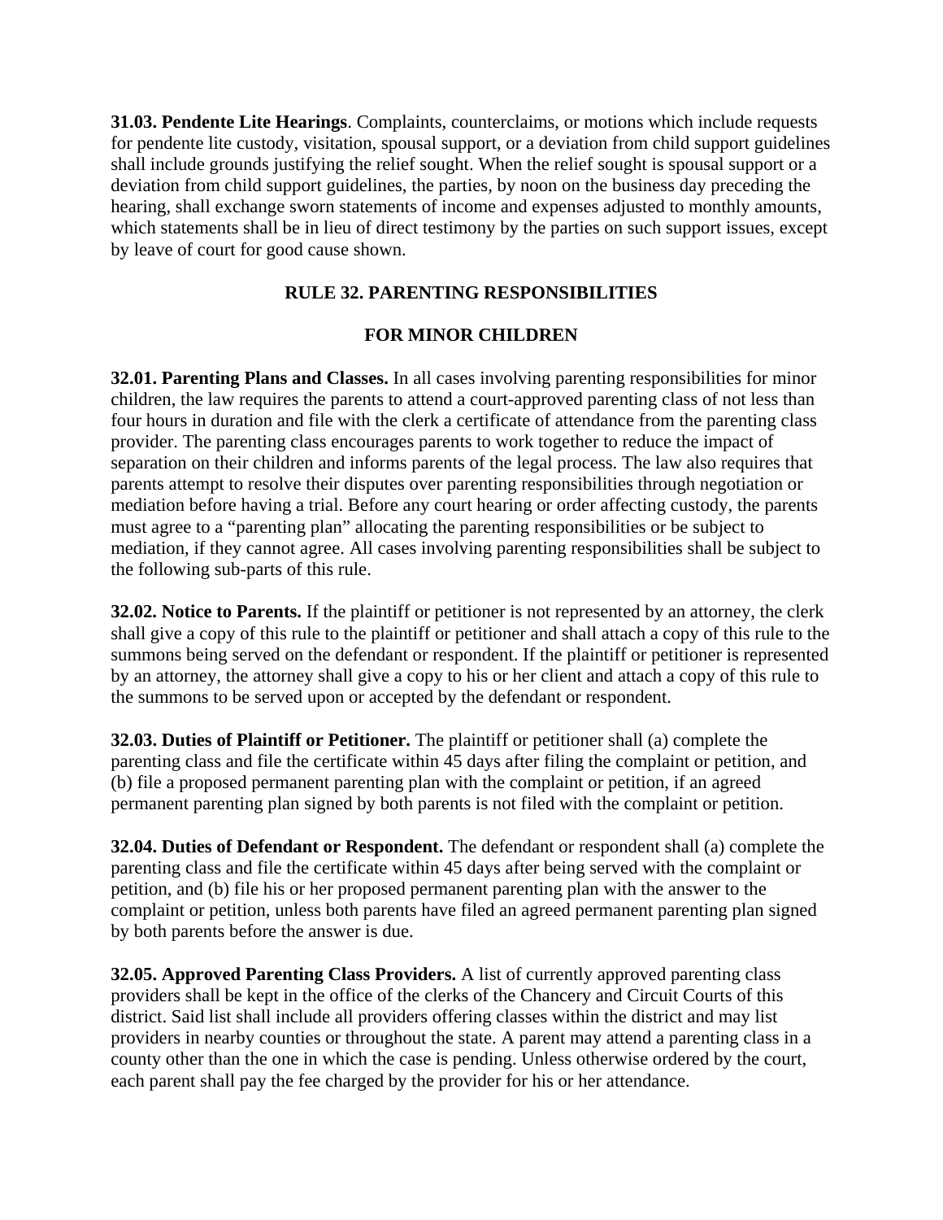**31.03. Pendente Lite Hearings**. Complaints, counterclaims, or motions which include requests for pendente lite custody, visitation, spousal support, or a deviation from child support guidelines shall include grounds justifying the relief sought. When the relief sought is spousal support or a deviation from child support guidelines, the parties, by noon on the business day preceding the hearing, shall exchange sworn statements of income and expenses adjusted to monthly amounts, which statements shall be in lieu of direct testimony by the parties on such support issues, except by leave of court for good cause shown.

## RULE 32. PARENTING RESPONSIBILITIES FOR MINOR CHILDREN

**32.01. Parenting Plans and Classes.** In all cases involving parenting responsibilities for minor children, the law requires the parents to attend a court-approved parenting class of not less than four hours in duration and file with the clerk a certificate of attendance from the parenting class provider. The parenting class encourages parents to work together to reduce the impact of separation on their children and informs parents of the legal process. The law also requires that parents attempt to resolve their disputes over parenting responsibilities through negotiation or mediation before having a trial. Before any court hearing or order affecting custody, the parents must agree to a "parenting plan" allocating the parenting responsibilities or be subject to mediation, if they cannot agree. All cases involving parenting responsibilities shall be subject to the following sub-parts of this rule.

**32.02. Notice to Parents.** If the plaintiff or petitioner is not represented by an attorney, the clerk shall give a copy of this rule to the plaintiff or petitioner and shall attach a copy of this rule to the summons being served on the defendant or respondent. If the plaintiff or petitioner is represented by an attorney, the attorney shall give a copy to his or her client and attach a copy of this rule to the summons to be served upon or accepted by the defendant or respondent.

**32.03. Duties of Plaintiff or Petitioner.** The plaintiff or petitioner shall (a) complete the parenting class and file the certificate within 45 days after filing the complaint or petition, and (b) file a proposed permanent parenting plan with the complaint or petition, if an agreed permanent parenting plan signed by both parents is not filed with the complaint or petition.

**32.04. Duties of Defendant or Respondent.** The defendant or respondent shall (a) complete the parenting class and file the certificate within 45 days after being served with the complaint or petition, and (b) file his or her proposed permanent parenting plan with the answer to the complaint or petition, unless both parents have filed an agreed permanent parenting plan signed by both parents before the answer is due.

**32.05. Approved Parenting Class Providers.** A list of currently approved parenting class providers shall be kept in the office of the clerks of the Chancery and Circuit Courts of this district. Said list shall include all providers offering classes within the district and may list providers in nearby counties or throughout the state. A parent may attend a parenting class in a county other than the one in which the case is pending. Unless otherwise ordered by the court, each parent shall pay the fee charged by the provider for his or her attendance.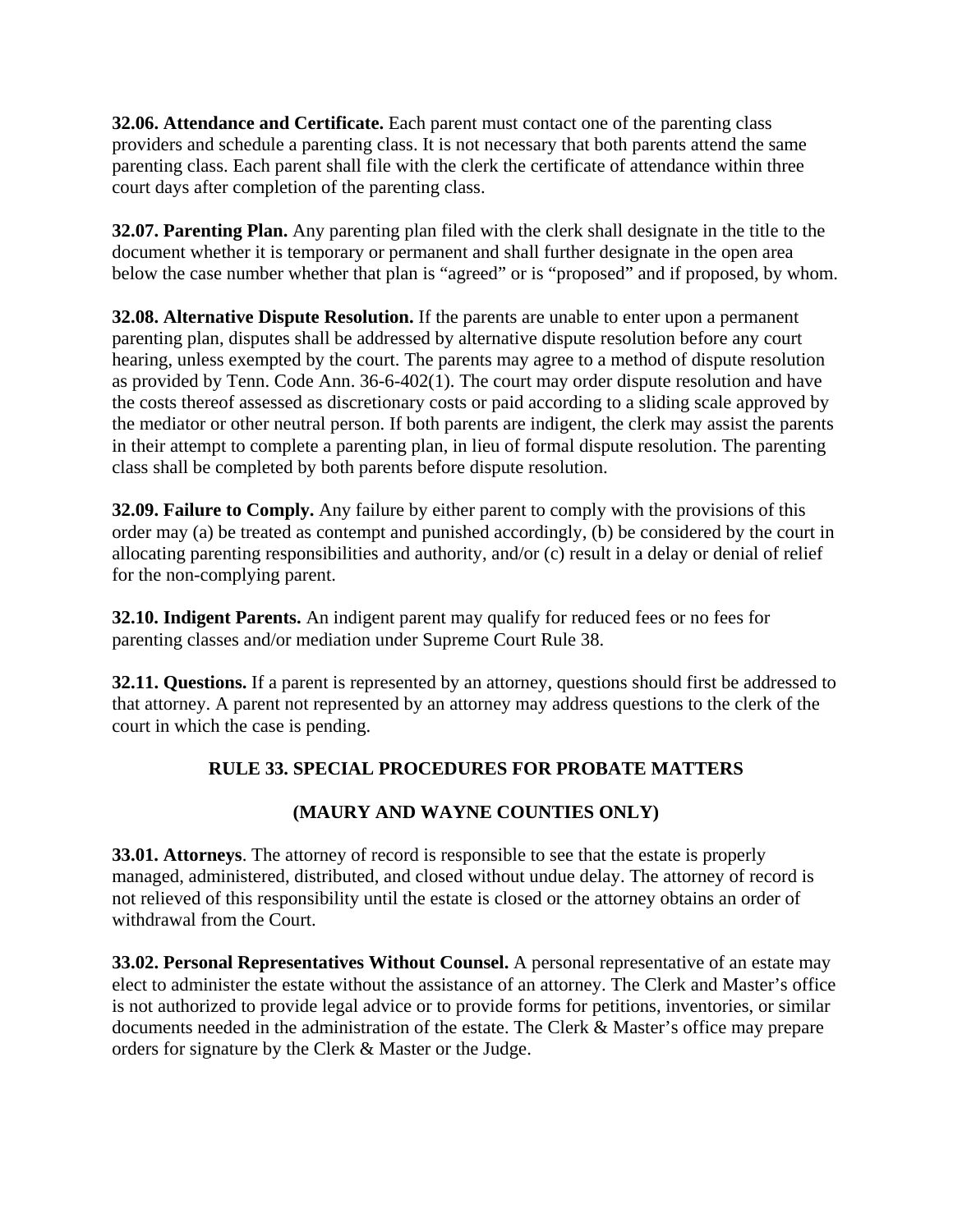**32.06. Attendance and Certificate.** Each parent must contact one of the parenting class providers and schedule a parenting class. It is not necessary that both parents attend the same parenting class. Each parent shall file with the clerk the certificate of attendance within three court days after completion of the parenting class.

**32.07. Parenting Plan.** Any parenting plan filed with the clerk shall designate in the title to the document whether it is temporary or permanent and shall further designate in the open area below the case number whether that plan is "agreed" or is "proposed" and if proposed, by whom.

**32.08. Alternative Dispute Resolution.** If the parents are unable to enter upon a permanent parenting plan, disputes shall be addressed by alternative dispute resolution before any court hearing, unless exempted by the court. The parents may agree to a method of dispute resolution as provided by Tenn. Code Ann. 36-6-402(1). The court may order dispute resolution and have the costs thereof assessed as discretionary costs or paid according to a sliding scale approved by the mediator or other neutral person. If both parents are indigent, the clerk may assist the parents in their attempt to complete a parenting plan, in lieu of formal dispute resolution. The parenting class shall be completed by both parents before dispute resolution.

**32.09. Failure to Comply.** Any failure by either parent to comply with the provisions of this order may (a) be treated as contempt and punished accordingly, (b) be considered by the court in allocating parenting responsibilities and authority, and/or (c) result in a delay or denial of relief for the non-complying parent.

**32.10. Indigent Parents.** An indigent parent may qualify for reduced fees or no fees for parenting classes and/or mediation under Supreme Court Rule 38.

**32.11. Questions.** If a parent is represented by an attorney, questions should first be addressed to that attorney. A parent not represented by an attorney may address questions to the clerk of the court in which the case is pending.

## RULE 33. SPECIAL PROCEDURES FOR PROBATE MATTERS

## (MAURY AND WAYNE COUNTIES ONLY)

**33.01. Attorneys**. The attorney of record is responsible to see that the estate is properly managed, administered, distributed, and closed without undue delay. The attorney of record is not relieved of this responsibility until the estate is closed or the attorney obtains an order of withdrawal from the Court.

**33.02. Personal Representatives Without Counsel.** A personal representative of an estate may elect to administer the estate without the assistance of an attorney. The Clerk and Master's office is not authorized to provide legal advice or to provide forms for petitions, inventories, or similar documents needed in the administration of the estate. The Clerk & Master's office may prepare orders for signature by the Clerk & Master or the Judge.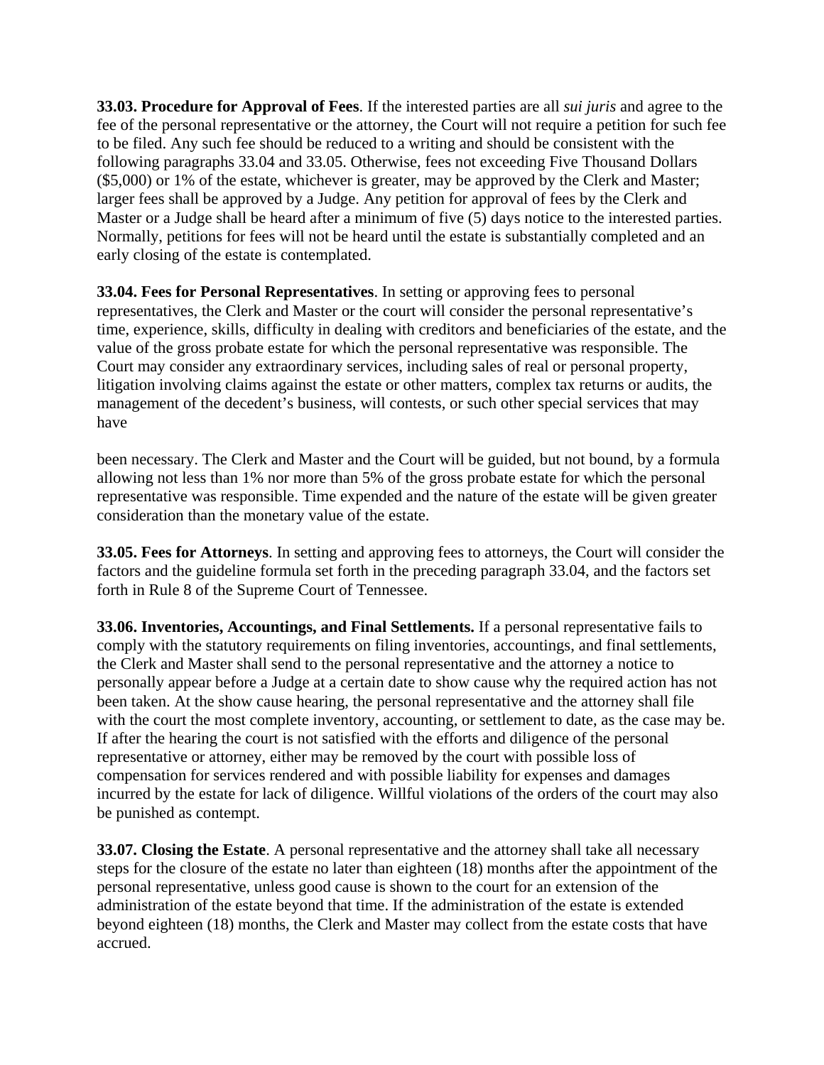**33.03. Procedure for Approval of Fees**. If the interested parties are all *sui juris* and agree to the fee of the personal representative or the attorney, the Court will not require a petition for such fee to be filed. Any such fee should be reduced to a writing and should be consistent with the following paragraphs 33.04 and 33.05. Otherwise, fees not exceeding Five Thousand Dollars ($5,000) or 1% of the estate, whichever is greater, may be approved by the Clerk and Master; larger fees shall be approved by a Judge. Any petition for approval of fees by the Clerk and Master or a Judge shall be heard after a minimum of five (5) days notice to the interested parties. Normally, petitions for fees will not be heard until the estate is substantially completed and an early closing of the estate is contemplated.

**33.04. Fees for Personal Representatives**. In setting or approving fees to personal representatives, the Clerk and Master or the court will consider the personal representative's time, experience, skills, difficulty in dealing with creditors and beneficiaries of the estate, and the value of the gross probate estate for which the personal representative was responsible. The Court may consider any extraordinary services, including sales of real or personal property, litigation involving claims against the estate or other matters, complex tax returns or audits, the management of the decedent's business, will contests, or such other special services that may have been necessary. The Clerk and Master and the Court will be guided, but not bound, by a formula allowing not less than 1% nor more than 5% of the gross probate estate for which the personal representative was responsible. Time expended and the nature of the estate will be given greater consideration than the monetary value of the estate.

**33.05. Fees for Attorneys**. In setting and approving fees to attorneys, the Court will consider the factors and the guideline formula set forth in the preceding paragraph 33.04, and the factors set forth in Rule 8 of the Supreme Court of Tennessee.

**33.06. Inventories, Accountings, and Final Settlements.** If a personal representative fails to comply with the statutory requirements on filing inventories, accountings, and final settlements, the Clerk and Master shall send to the personal representative and the attorney a notice to personally appear before a Judge at a certain date to show cause why the required action has not been taken. At the show cause hearing, the personal representative and the attorney shall file with the court the most complete inventory, accounting, or settlement to date, as the case may be. If after the hearing the court is not satisfied with the efforts and diligence of the personal representative or attorney, either may be removed by the court with possible loss of compensation for services rendered and with possible liability for expenses and damages incurred by the estate for lack of diligence. Willful violations of the orders of the court may also be punished as contempt.

**33.07. Closing the Estate**. A personal representative and the attorney shall take all necessary steps for the closure of the estate no later than eighteen (18) months after the appointment of the personal representative, unless good cause is shown to the court for an extension of the administration of the estate beyond that time. If the administration of the estate is extended beyond eighteen (18) months, the Clerk and Master may collect from the estate costs that have accrued.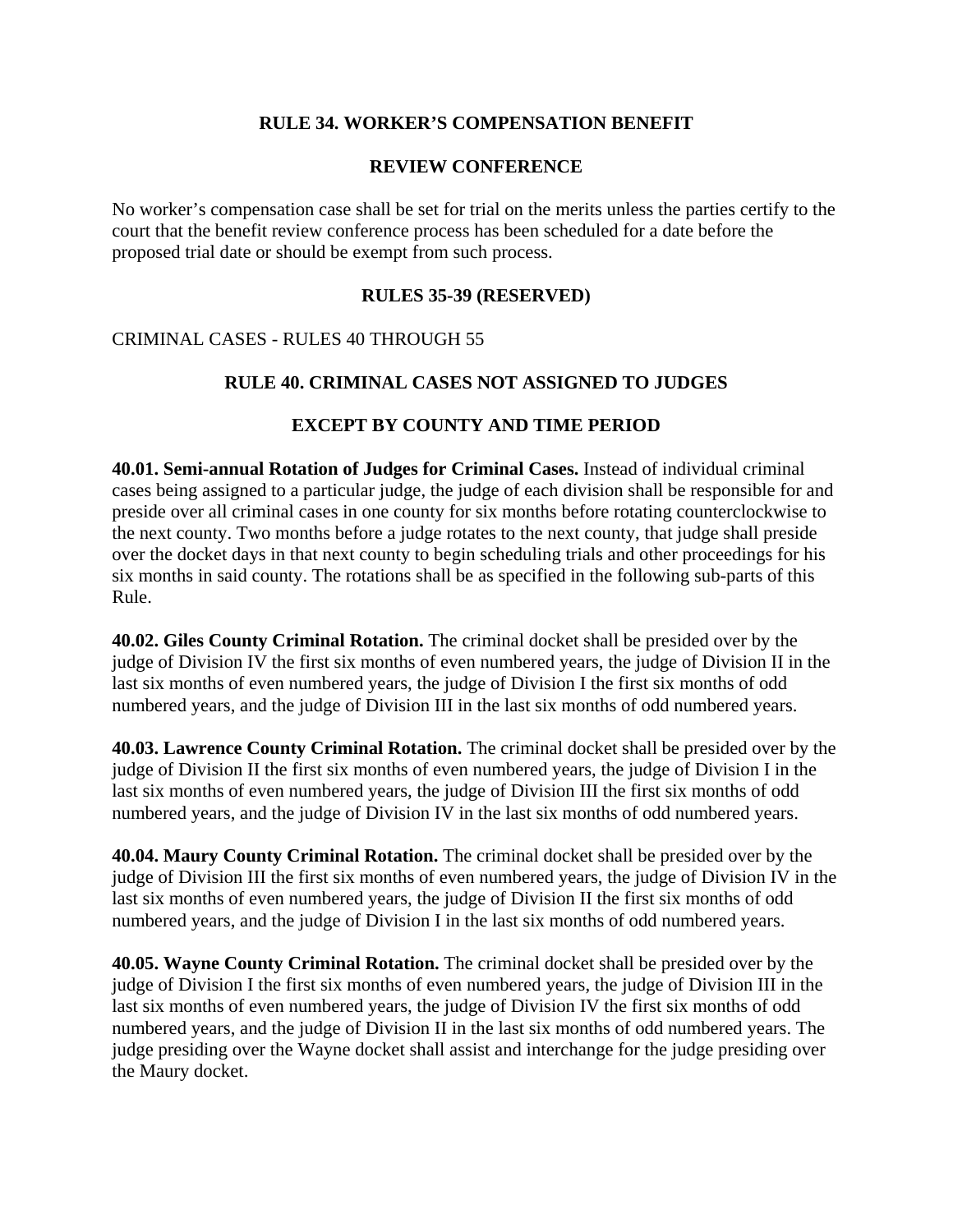## RULE 34. WORKER'S COMPENSATION BENEFIT

## REVIEW CONFERENCE

No worker's compensation case shall be set for trial on the merits unless the parties certify to the court that the benefit review conference process has been scheduled for a date before the proposed trial date or should be exempt from such process.

## RULES 35-39 (RESERVED)

CRIMINAL CASES - RULES 40 THROUGH 55

## RULE 40. CRIMINAL CASES NOT ASSIGNED TO JUDGES

## EXCEPT BY COUNTY AND TIME PERIOD

**40.01. Semi-annual Rotation of Judges for Criminal Cases.** Instead of individual criminal cases being assigned to a particular judge, the judge of each division shall be responsible for and preside over all criminal cases in one county for six months before rotating counterclockwise to the next county. Two months before a judge rotates to the next county, that judge shall preside over the docket days in that next county to begin scheduling trials and other proceedings for his six months in said county. The rotations shall be as specified in the following sub-parts of this Rule.

**40.02. Giles County Criminal Rotation.** The criminal docket shall be presided over by the judge of Division IV the first six months of even numbered years, the judge of Division II in the last six months of even numbered years, the judge of Division I the first six months of odd numbered years, and the judge of Division III in the last six months of odd numbered years.

**40.03. Lawrence County Criminal Rotation.** The criminal docket shall be presided over by the judge of Division II the first six months of even numbered years, the judge of Division I in the last six months of even numbered years, the judge of Division III the first six months of odd numbered years, and the judge of Division IV in the last six months of odd numbered years.

**40.04. Maury County Criminal Rotation.** The criminal docket shall be presided over by the judge of Division III the first six months of even numbered years, the judge of Division IV in the last six months of even numbered years, the judge of Division II the first six months of odd numbered years, and the judge of Division I in the last six months of odd numbered years.

**40.05. Wayne County Criminal Rotation.** The criminal docket shall be presided over by the judge of Division I the first six months of even numbered years, the judge of Division III in the last six months of even numbered years, the judge of Division IV the first six months of odd numbered years, and the judge of Division II in the last six months of odd numbered years. The judge presiding over the Wayne docket shall assist and interchange for the judge presiding over the Maury docket.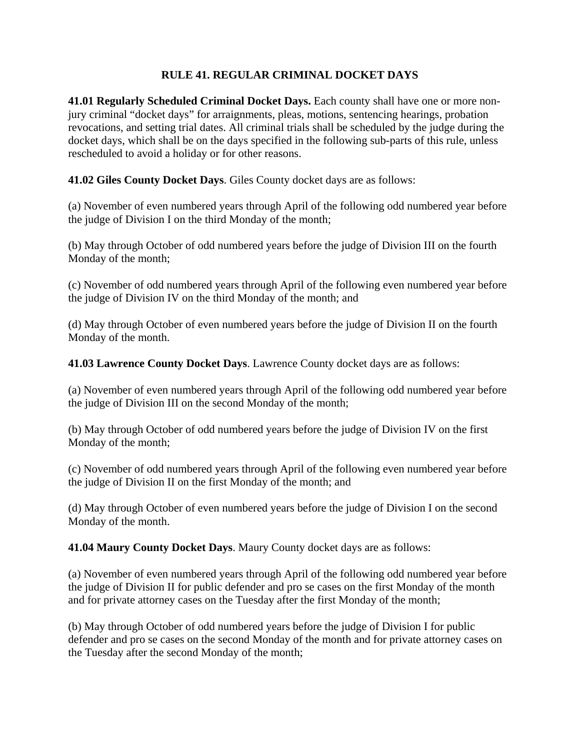## RULE 41. REGULAR CRIMINAL DOCKET DAYS

**41.01 Regularly Scheduled Criminal Docket Days.** Each county shall have one or more non-jury criminal "docket days" for arraignments, pleas, motions, sentencing hearings, probation revocations, and setting trial dates. All criminal trials shall be scheduled by the judge during the docket days, which shall be on the days specified in the following sub-parts of this rule, unless rescheduled to avoid a holiday or for other reasons.

**41.02 Giles County Docket Days**. Giles County docket days are as follows:

(a) November of even numbered years through April of the following odd numbered year before the judge of Division I on the third Monday of the month;

(b) May through October of odd numbered years before the judge of Division III on the fourth Monday of the month;

(c) November of odd numbered years through April of the following even numbered year before the judge of Division IV on the third Monday of the month; and

(d) May through October of even numbered years before the judge of Division II on the fourth Monday of the month.

**41.03 Lawrence County Docket Days**. Lawrence County docket days are as follows:

(a) November of even numbered years through April of the following odd numbered year before the judge of Division III on the second Monday of the month;

(b) May through October of odd numbered years before the judge of Division IV on the first Monday of the month;

(c) November of odd numbered years through April of the following even numbered year before the judge of Division II on the first Monday of the month; and

(d) May through October of even numbered years before the judge of Division I on the second Monday of the month.

**41.04 Maury County Docket Days**. Maury County docket days are as follows:

(a) November of even numbered years through April of the following odd numbered year before the judge of Division II for public defender and pro se cases on the first Monday of the month and for private attorney cases on the Tuesday after the first Monday of the month;

(b) May through October of odd numbered years before the judge of Division I for public defender and pro se cases on the second Monday of the month and for private attorney cases on the Tuesday after the second Monday of the month;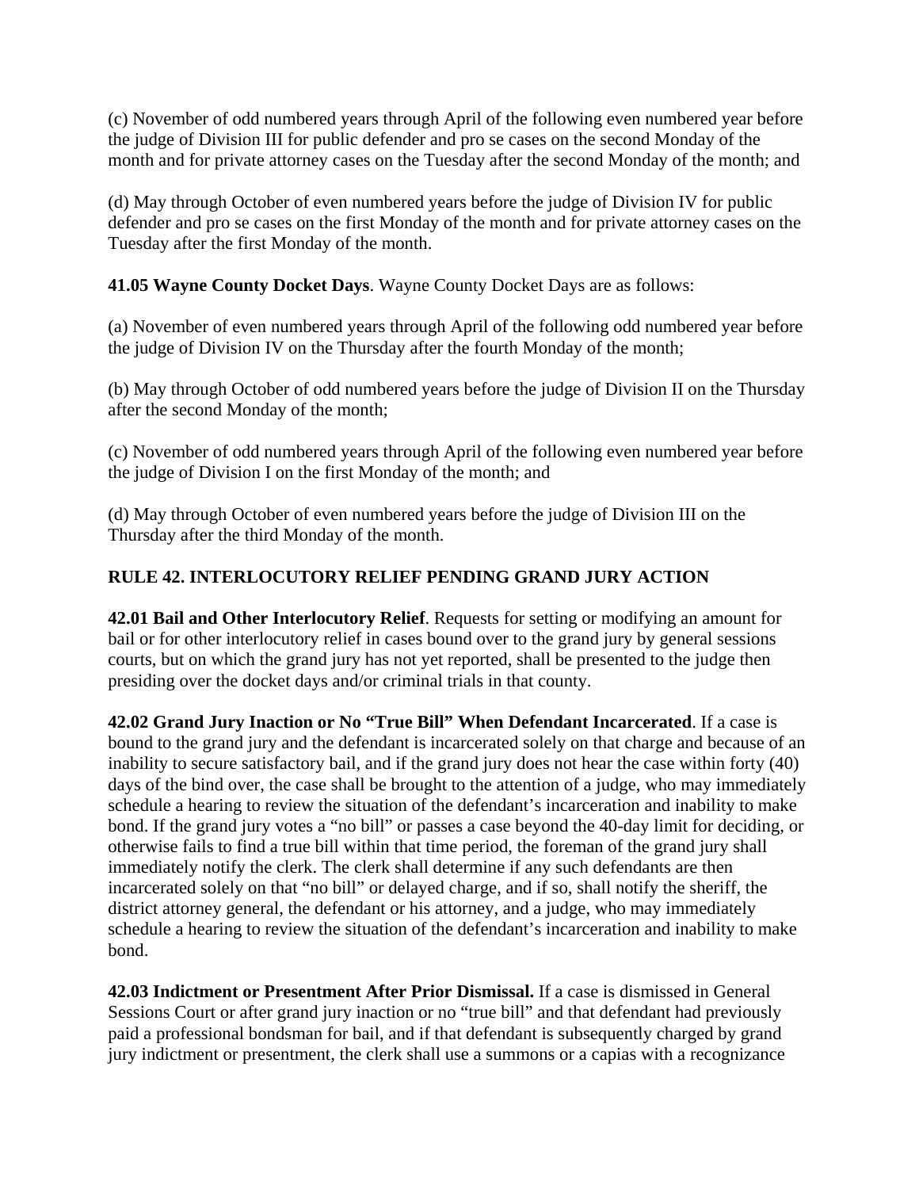(c) November of odd numbered years through April of the following even numbered year before the judge of Division III for public defender and pro se cases on the second Monday of the month and for private attorney cases on the Tuesday after the second Monday of the month; and

(d) May through October of even numbered years before the judge of Division IV for public defender and pro se cases on the first Monday of the month and for private attorney cases on the Tuesday after the first Monday of the month.

**41.05 Wayne County Docket Days**. Wayne County Docket Days are as follows:

(a) November of even numbered years through April of the following odd numbered year before the judge of Division IV on the Thursday after the fourth Monday of the month;

(b) May through October of odd numbered years before the judge of Division II on the Thursday after the second Monday of the month;

(c) November of odd numbered years through April of the following even numbered year before the judge of Division I on the first Monday of the month; and

(d) May through October of even numbered years before the judge of Division III on the Thursday after the third Monday of the month.

## RULE 42. INTERLOCUTORY RELIEF PENDING GRAND JURY ACTION

**42.01 Bail and Other Interlocutory Relief**. Requests for setting or modifying an amount for bail or for other interlocutory relief in cases bound over to the grand jury by general sessions courts, but on which the grand jury has not yet reported, shall be presented to the judge then presiding over the docket days and/or criminal trials in that county.

**42.02 Grand Jury Inaction or No "True Bill" When Defendant Incarcerated**. If a case is bound to the grand jury and the defendant is incarcerated solely on that charge and because of an inability to secure satisfactory bail, and if the grand jury does not hear the case within forty (40) days of the bind over, the case shall be brought to the attention of a judge, who may immediately schedule a hearing to review the situation of the defendant's incarceration and inability to make bond. If the grand jury votes a "no bill" or passes a case beyond the 40-day limit for deciding, or otherwise fails to find a true bill within that time period, the foreman of the grand jury shall immediately notify the clerk. The clerk shall determine if any such defendants are then incarcerated solely on that "no bill" or delayed charge, and if so, shall notify the sheriff, the district attorney general, the defendant or his attorney, and a judge, who may immediately schedule a hearing to review the situation of the defendant's incarceration and inability to make bond.

**42.03 Indictment or Presentment After Prior Dismissal.** If a case is dismissed in General Sessions Court or after grand jury inaction or no "true bill" and that defendant had previously paid a professional bondsman for bail, and if that defendant is subsequently charged by grand jury indictment or presentment, the clerk shall use a summons or a capias with a recognizance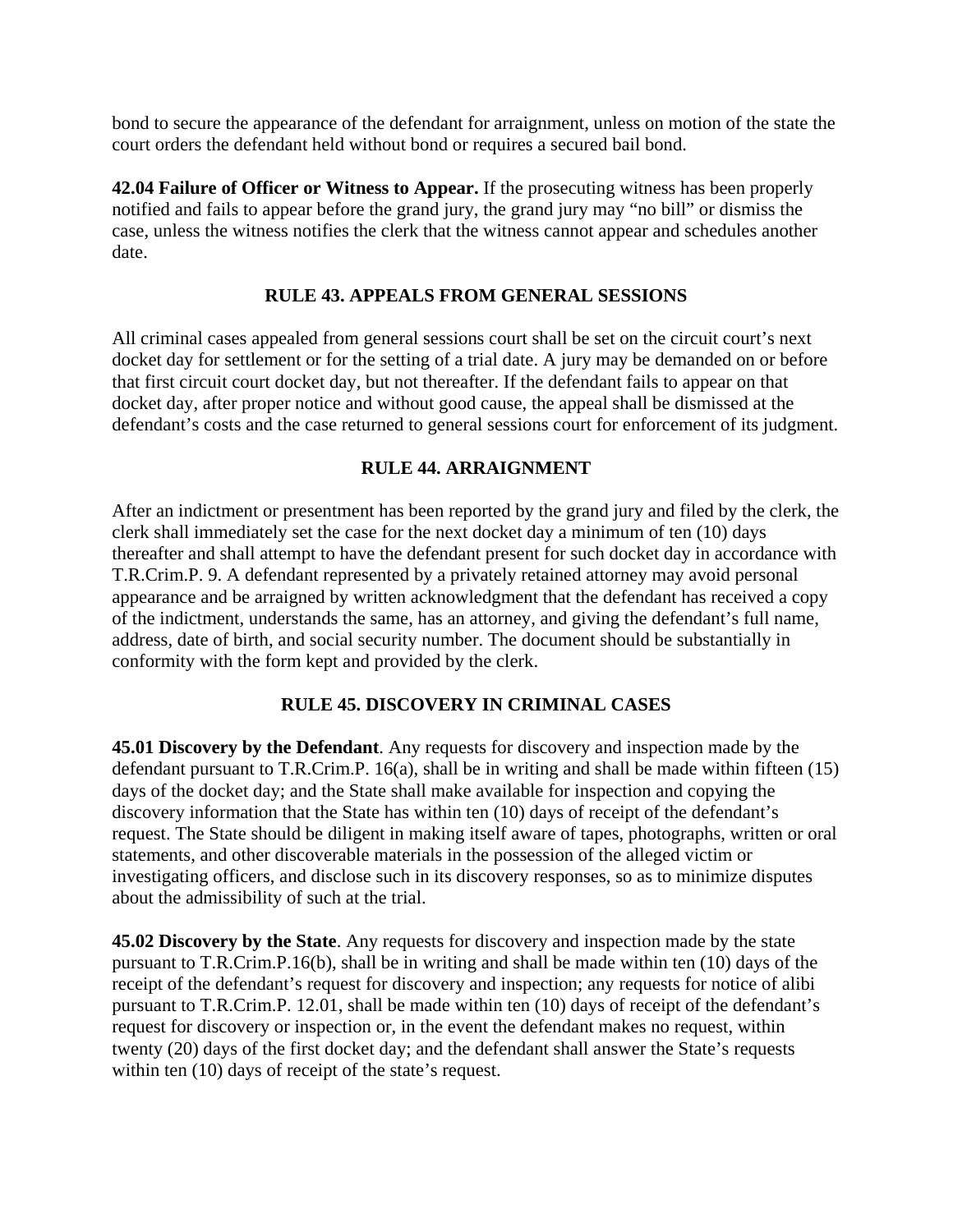bond to secure the appearance of the defendant for arraignment, unless on motion of the state the court orders the defendant held without bond or requires a secured bail bond.

**42.04 Failure of Officer or Witness to Appear.** If the prosecuting witness has been properly notified and fails to appear before the grand jury, the grand jury may "no bill" or dismiss the case, unless the witness notifies the clerk that the witness cannot appear and schedules another date.

## RULE 43. APPEALS FROM GENERAL SESSIONS

All criminal cases appealed from general sessions court shall be set on the circuit court's next docket day for settlement or for the setting of a trial date. A jury may be demanded on or before that first circuit court docket day, but not thereafter. If the defendant fails to appear on that docket day, after proper notice and without good cause, the appeal shall be dismissed at the defendant's costs and the case returned to general sessions court for enforcement of its judgment.

## RULE 44. ARRAIGNMENT

After an indictment or presentment has been reported by the grand jury and filed by the clerk, the clerk shall immediately set the case for the next docket day a minimum of ten (10) days thereafter and shall attempt to have the defendant present for such docket day in accordance with T.R.Crim.P. 9. A defendant represented by a privately retained attorney may avoid personal appearance and be arraigned by written acknowledgment that the defendant has received a copy of the indictment, understands the same, has an attorney, and giving the defendant's full name, address, date of birth, and social security number. The document should be substantially in conformity with the form kept and provided by the clerk.

## RULE 45. DISCOVERY IN CRIMINAL CASES

**45.01 Discovery by the Defendant**. Any requests for discovery and inspection made by the defendant pursuant to T.R.Crim.P. 16(a), shall be in writing and shall be made within fifteen (15) days of the docket day; and the State shall make available for inspection and copying the discovery information that the State has within ten (10) days of receipt of the defendant's request. The State should be diligent in making itself aware of tapes, photographs, written or oral statements, and other discoverable materials in the possession of the alleged victim or investigating officers, and disclose such in its discovery responses, so as to minimize disputes about the admissibility of such at the trial.

**45.02 Discovery by the State**. Any requests for discovery and inspection made by the state pursuant to T.R.Crim.P.16(b), shall be in writing and shall be made within ten (10) days of the receipt of the defendant's request for discovery and inspection; any requests for notice of alibi pursuant to T.R.Crim.P. 12.01, shall be made within ten (10) days of receipt of the defendant's request for discovery or inspection or, in the event the defendant makes no request, within twenty (20) days of the first docket day; and the defendant shall answer the State's requests within ten (10) days of receipt of the state's request.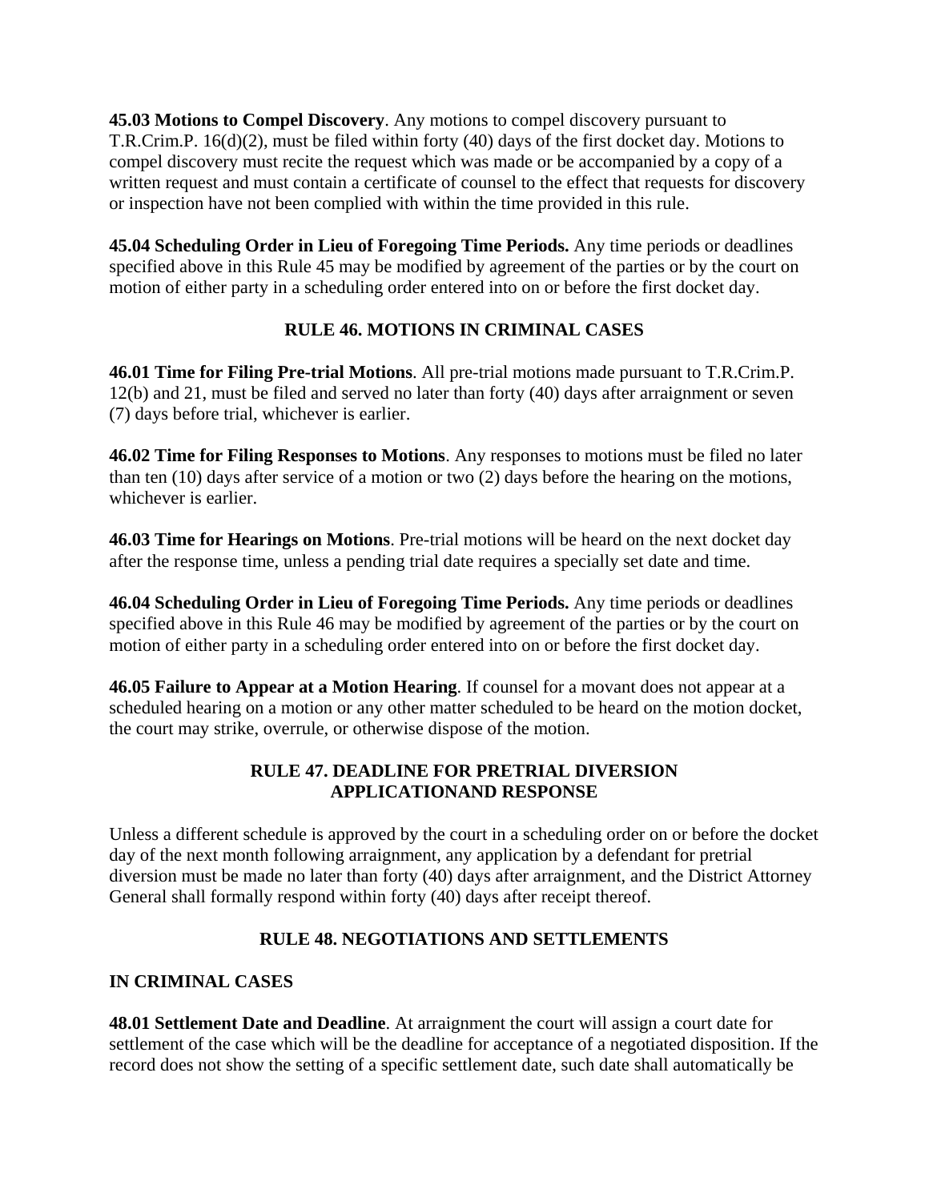**45.03 Motions to Compel Discovery**. Any motions to compel discovery pursuant to T.R.Crim.P. 16(d)(2), must be filed within forty (40) days of the first docket day. Motions to compel discovery must recite the request which was made or be accompanied by a copy of a written request and must contain a certificate of counsel to the effect that requests for discovery or inspection have not been complied with within the time provided in this rule.

**45.04 Scheduling Order in Lieu of Foregoing Time Periods.** Any time periods or deadlines specified above in this Rule 45 may be modified by agreement of the parties or by the court on motion of either party in a scheduling order entered into on or before the first docket day.

## RULE 46. MOTIONS IN CRIMINAL CASES

**46.01 Time for Filing Pre-trial Motions**. All pre-trial motions made pursuant to T.R.Crim.P. 12(b) and 21, must be filed and served no later than forty (40) days after arraignment or seven (7) days before trial, whichever is earlier.

**46.02 Time for Filing Responses to Motions**. Any responses to motions must be filed no later than ten (10) days after service of a motion or two (2) days before the hearing on the motions, whichever is earlier.

**46.03 Time for Hearings on Motions**. Pre-trial motions will be heard on the next docket day after the response time, unless a pending trial date requires a specially set date and time.

**46.04 Scheduling Order in Lieu of Foregoing Time Periods.** Any time periods or deadlines specified above in this Rule 46 may be modified by agreement of the parties or by the court on motion of either party in a scheduling order entered into on or before the first docket day.

**46.05 Failure to Appear at a Motion Hearing**. If counsel for a movant does not appear at a scheduled hearing on a motion or any other matter scheduled to be heard on the motion docket, the court may strike, overrule, or otherwise dispose of the motion.

## RULE 47. DEADLINE FOR PRETRIAL DIVERSION APPLICATIONAND RESPONSE

Unless a different schedule is approved by the court in a scheduling order on or before the docket day of the next month following arraignment, any application by a defendant for pretrial diversion must be made no later than forty (40) days after arraignment, and the District Attorney General shall formally respond within forty (40) days after receipt thereof.

## RULE 48. NEGOTIATIONS AND SETTLEMENTS

**IN CRIMINAL CASES**

**48.01 Settlement Date and Deadline**. At arraignment the court will assign a court date for settlement of the case which will be the deadline for acceptance of a negotiated disposition. If the record does not show the setting of a specific settlement date, such date shall automatically be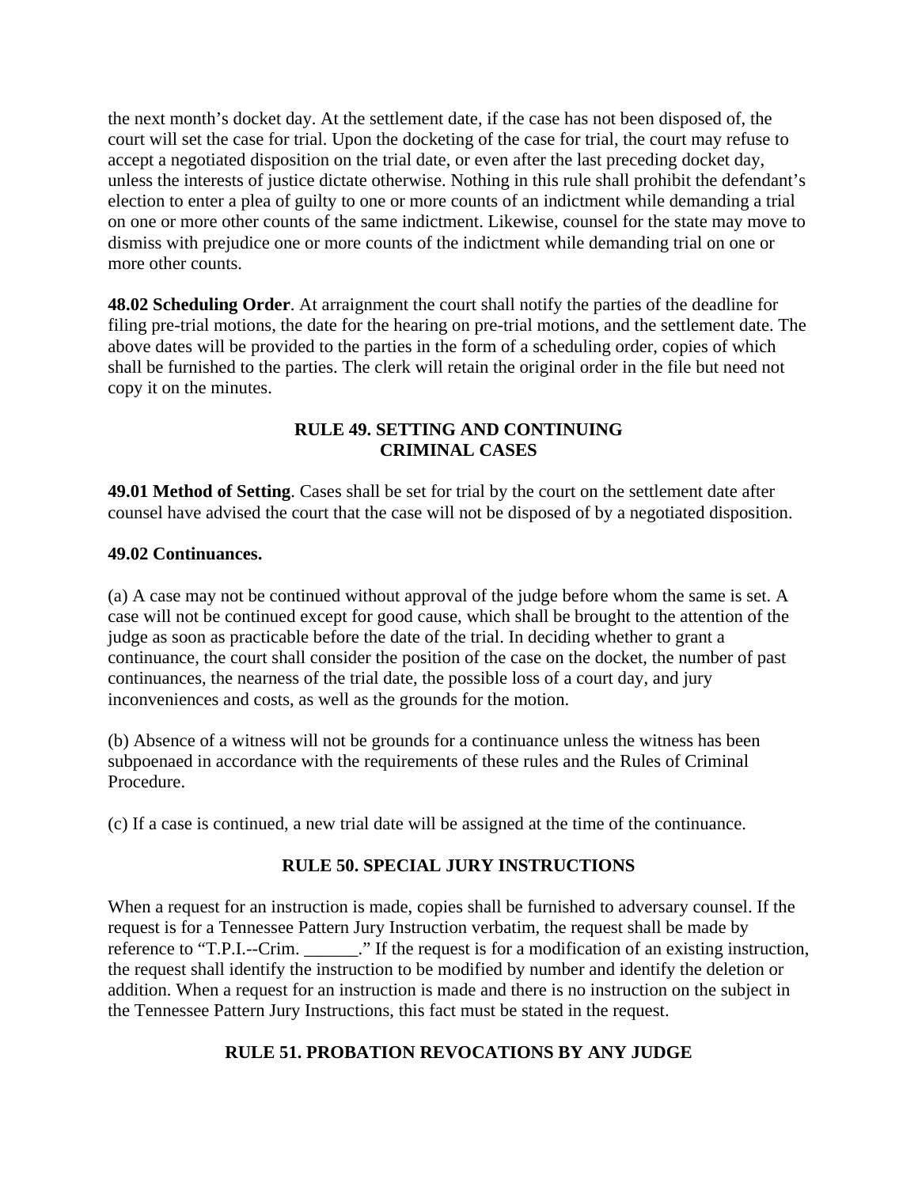the next month's docket day. At the settlement date, if the case has not been disposed of, the court will set the case for trial. Upon the docketing of the case for trial, the court may refuse to accept a negotiated disposition on the trial date, or even after the last preceding docket day, unless the interests of justice dictate otherwise. Nothing in this rule shall prohibit the defendant's election to enter a plea of guilty to one or more counts of an indictment while demanding a trial on one or more other counts of the same indictment. Likewise, counsel for the state may move to dismiss with prejudice one or more counts of the indictment while demanding trial on one or more other counts.

**48.02 Scheduling Order**. At arraignment the court shall notify the parties of the deadline for filing pre-trial motions, the date for the hearing on pre-trial motions, and the settlement date. The above dates will be provided to the parties in the form of a scheduling order, copies of which shall be furnished to the parties. The clerk will retain the original order in the file but need not copy it on the minutes.

## RULE 49. SETTING AND CONTINUING CRIMINAL CASES

**49.01 Method of Setting**. Cases shall be set for trial by the court on the settlement date after counsel have advised the court that the case will not be disposed of by a negotiated disposition.

**49.02 Continuances.**

(a) A case may not be continued without approval of the judge before whom the same is set. A case will not be continued except for good cause, which shall be brought to the attention of the judge as soon as practicable before the date of the trial. In deciding whether to grant a continuance, the court shall consider the position of the case on the docket, the number of past continuances, the nearness of the trial date, the possible loss of a court day, and jury inconveniences and costs, as well as the grounds for the motion.

(b) Absence of a witness will not be grounds for a continuance unless the witness has been subpoenaed in accordance with the requirements of these rules and the Rules of Criminal Procedure.

(c) If a case is continued, a new trial date will be assigned at the time of the continuance.

## RULE 50. SPECIAL JURY INSTRUCTIONS

When a request for an instruction is made, copies shall be furnished to adversary counsel. If the request is for a Tennessee Pattern Jury Instruction verbatim, the request shall be made by reference to "T.P.I.--Crim. ______." If the request is for a modification of an existing instruction, the request shall identify the instruction to be modified by number and identify the deletion or addition. When a request for an instruction is made and there is no instruction on the subject in the Tennessee Pattern Jury Instructions, this fact must be stated in the request.

## RULE 51. PROBATION REVOCATIONS BY ANY JUDGE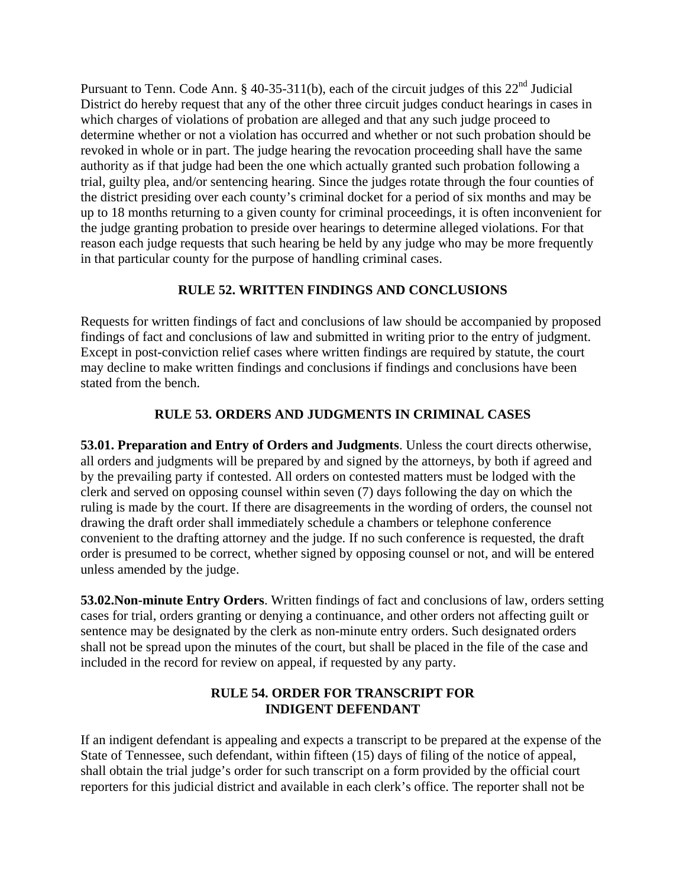Pursuant to Tenn. Code Ann. § 40-35-311(b), each of the circuit judges of this 22nd Judicial District do hereby request that any of the other three circuit judges conduct hearings in cases in which charges of violations of probation are alleged and that any such judge proceed to determine whether or not a violation has occurred and whether or not such probation should be revoked in whole or in part. The judge hearing the revocation proceeding shall have the same authority as if that judge had been the one which actually granted such probation following a trial, guilty plea, and/or sentencing hearing. Since the judges rotate through the four counties of the district presiding over each county's criminal docket for a period of six months and may be up to 18 months returning to a given county for criminal proceedings, it is often inconvenient for the judge granting probation to preside over hearings to determine alleged violations. For that reason each judge requests that such hearing be held by any judge who may be more frequently in that particular county for the purpose of handling criminal cases.

## RULE 52. WRITTEN FINDINGS AND CONCLUSIONS

Requests for written findings of fact and conclusions of law should be accompanied by proposed findings of fact and conclusions of law and submitted in writing prior to the entry of judgment. Except in post-conviction relief cases where written findings are required by statute, the court may decline to make written findings and conclusions if findings and conclusions have been stated from the bench.

## RULE 53. ORDERS AND JUDGMENTS IN CRIMINAL CASES

**53.01. Preparation and Entry of Orders and Judgments**. Unless the court directs otherwise, all orders and judgments will be prepared by and signed by the attorneys, by both if agreed and by the prevailing party if contested. All orders on contested matters must be lodged with the clerk and served on opposing counsel within seven (7) days following the day on which the ruling is made by the court. If there are disagreements in the wording of orders, the counsel not drawing the draft order shall immediately schedule a chambers or telephone conference convenient to the drafting attorney and the judge. If no such conference is requested, the draft order is presumed to be correct, whether signed by opposing counsel or not, and will be entered unless amended by the judge.

**53.02.Non-minute Entry Orders**. Written findings of fact and conclusions of law, orders setting cases for trial, orders granting or denying a continuance, and other orders not affecting guilt or sentence may be designated by the clerk as non-minute entry orders. Such designated orders shall not be spread upon the minutes of the court, but shall be placed in the file of the case and included in the record for review on appeal, if requested by any party.

## RULE 54. ORDER FOR TRANSCRIPT FOR INDIGENT DEFENDANT

If an indigent defendant is appealing and expects a transcript to be prepared at the expense of the State of Tennessee, such defendant, within fifteen (15) days of filing of the notice of appeal, shall obtain the trial judge's order for such transcript on a form provided by the official court reporters for this judicial district and available in each clerk's office. The reporter shall not be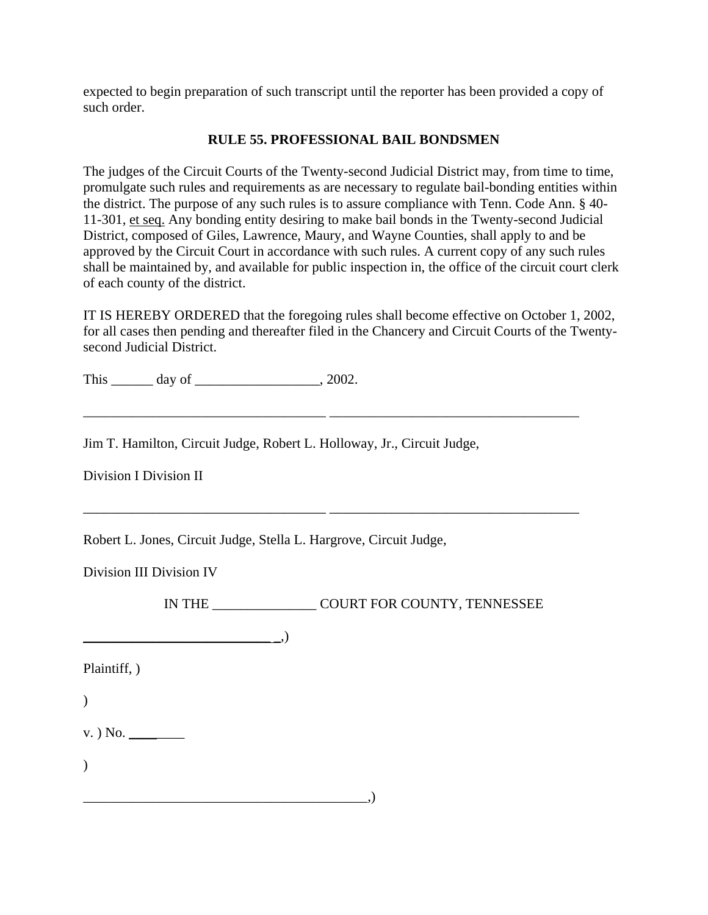expected to begin preparation of such transcript until the reporter has been provided a copy of such order.

## RULE 55. PROFESSIONAL BAIL BONDSMEN

The judges of the Circuit Courts of the Twenty-second Judicial District may, from time to time, promulgate such rules and requirements as are necessary to regulate bail-bonding entities within the district. The purpose of any such rules is to assure compliance with Tenn. Code Ann. § 40-11-301, et seq. Any bonding entity desiring to make bail bonds in the Twenty-second Judicial District, composed of Giles, Lawrence, Maury, and Wayne Counties, shall apply to and be approved by the Circuit Court in accordance with such rules. A current copy of any such rules shall be maintained by, and available for public inspection in, the office of the circuit court clerk of each county of the district.

IT IS HEREBY ORDERED that the foregoing rules shall become effective on October 1, 2002, for all cases then pending and thereafter filed in the Chancery and Circuit Courts of the Twenty-second Judicial District.

This ______ day of __________________, 2002.

___________________________________ ____________________________________

Jim T. Hamilton, Circuit Judge, Robert L. Holloway, Jr., Circuit Judge,

Division I Division II

___________________________________ ____________________________________

Robert L. Jones, Circuit Judge, Stella L. Hargrove, Circuit Judge,

Division III Division IV

IN THE _______________ COURT FOR COUNTY, TENNESSEE

____________________________,)

Plaintiff, )

)

v. ) No. ________

)

__________________________________________,)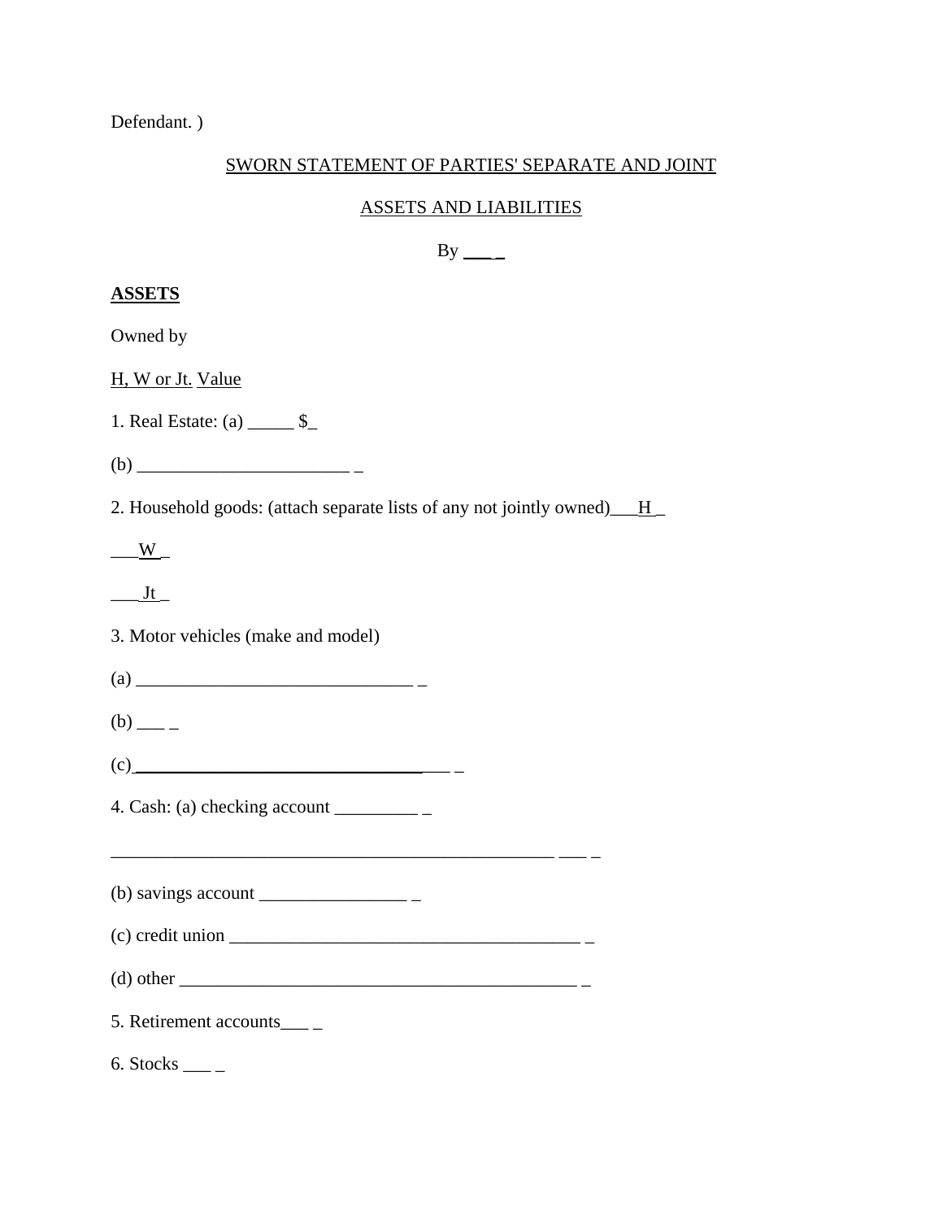Defendant. )

SWORN STATEMENT OF PARTIES' SEPARATE AND JOINT

ASSETS AND LIABILITIES

By ___ _

**ASSETS**

Owned by

H, W or Jt. Value

1. Real Estate: (a) _____ $_

(b) _______________________ _

2. Household goods: (attach separate lists of any not jointly owned)___H _

___W _

___Jt _

3. Motor vehicles (make and model)

(a) ______________________________ _

(b) ___ _

(c)________________________________ ___ _

4. Cash: (a) checking account _________ _

_________________________________________________ ___ _

(b) savings account ________________ _

(c) credit union _______________________________________ _

(d) other ____________________________________________ _

5. Retirement accounts___ _

6. Stocks ___ _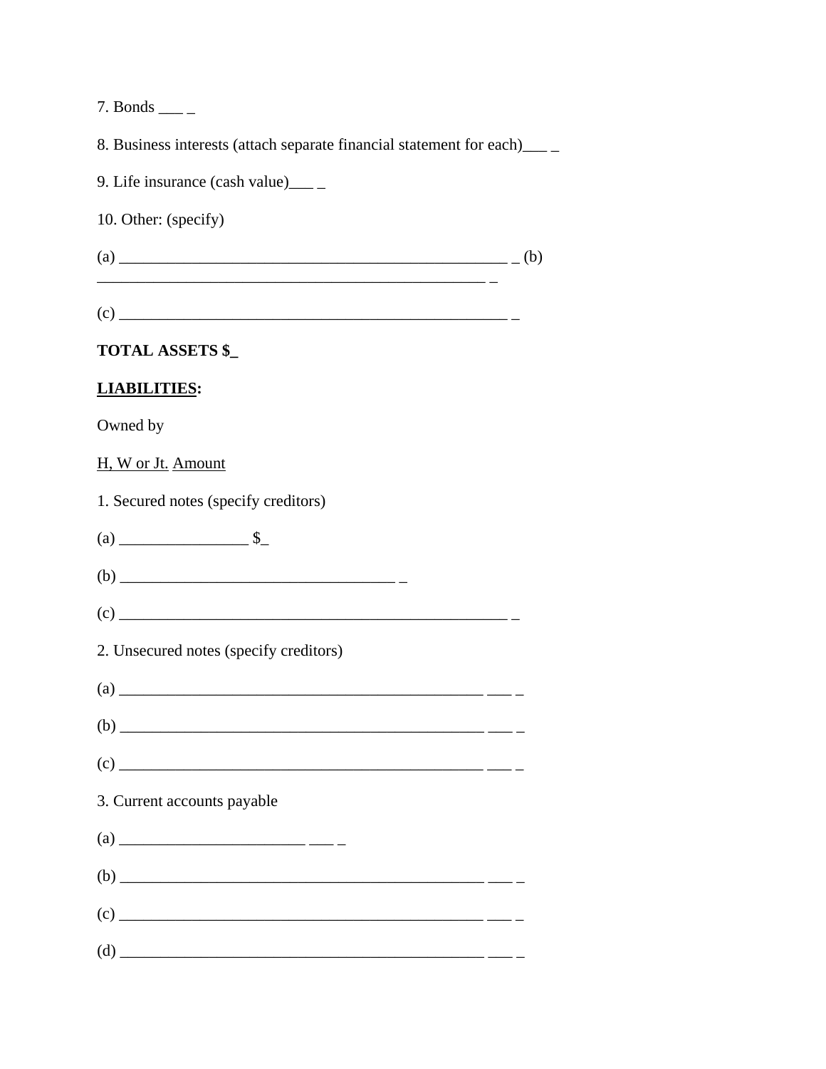7. Bonds ___ _

8. Business interests (attach separate financial statement for each)___ _

9. Life insurance (cash value)___ _

10. Other: (specify)

(a) __________________________________________________ _ (b) __________________________________________________ _

(c) __________________________________________________ _

**TOTAL ASSETS $_**

**LIABILITIES:**

Owned by

H, W or Jt. Amount

1. Secured notes (specify creditors)

(a) ________________ $_

(b) ___________________________________ _

(c) __________________________________________________ _

2. Unsecured notes (specify creditors)

(a) _______________________________________________ ___ _

(b) _______________________________________________ ___ _

(c) _______________________________________________ ___ _

3. Current accounts payable

(a) _______________________ ___ _

(b) _______________________________________________ ___ _

(c) _______________________________________________ ___ _

(d) _______________________________________________ ___ _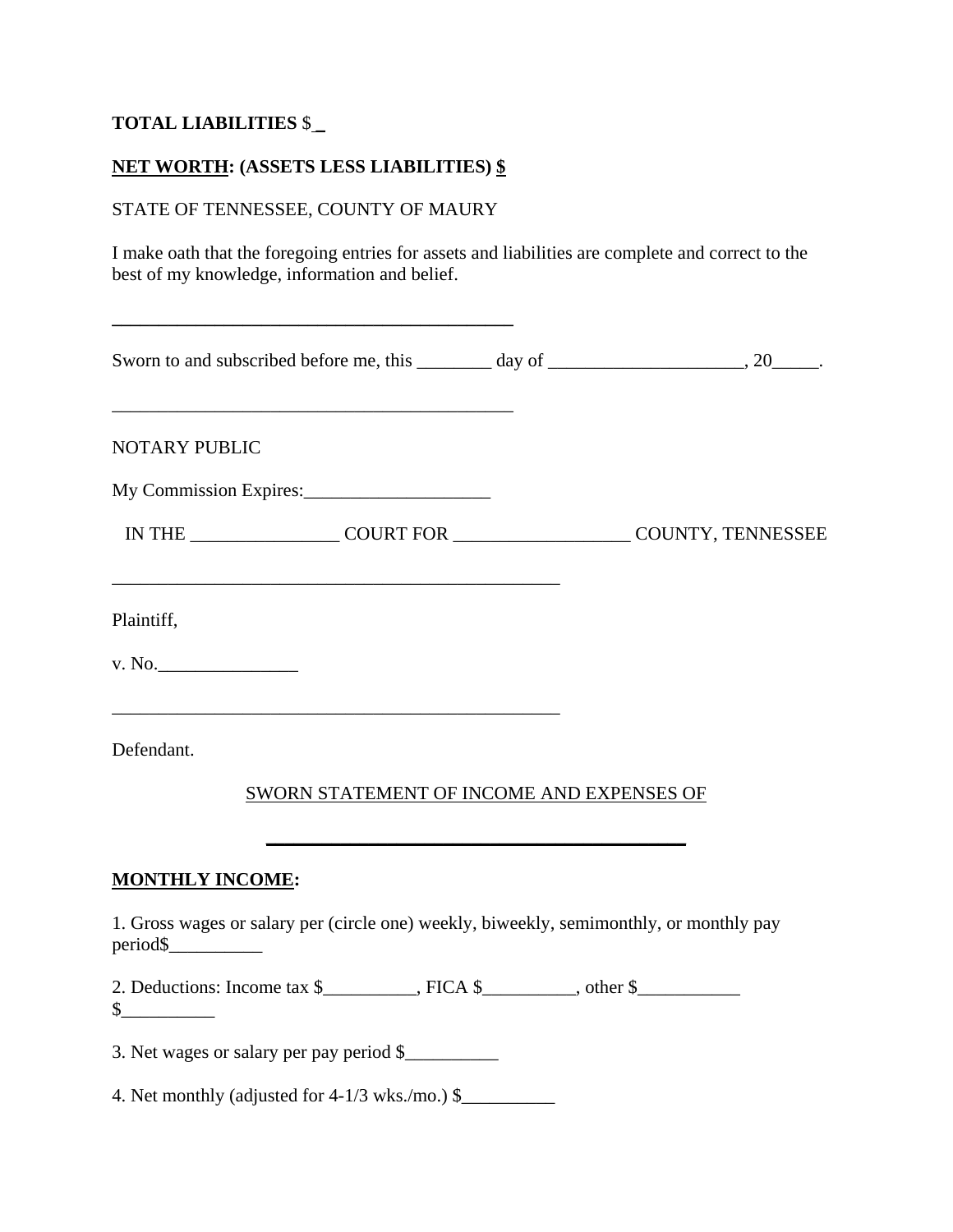**TOTAL LIABILITIES** $\_

**NET WORTH: (ASSETS LESS LIABILITIES) $**

STATE OF TENNESSEE, COUNTY OF MAURY

I make oath that the foregoing entries for assets and liabilities are complete and correct to the best of my knowledge, information and belief.

\_\_\_\_\_\_\_\_\_\_\_\_\_\_\_\_\_\_\_\_\_\_\_\_\_\_\_\_\_\_\_\_\_\_\_\_\_\_\_\_\_\_\_\_

Sworn to and subscribed before me, this \_\_\_\_\_\_\_\_ day of \_\_\_\_\_\_\_\_\_\_\_\_\_\_\_\_\_\_\_\_\_, 20\_\_\_\_\_.

\_\_\_\_\_\_\_\_\_\_\_\_\_\_\_\_\_\_\_\_\_\_\_\_\_\_\_\_\_\_\_\_\_\_\_\_\_\_\_\_\_\_\_\_

NOTARY PUBLIC

My Commission Expires:\_\_\_\_\_\_\_\_\_\_\_\_\_\_\_\_\_\_\_\_

IN THE \_\_\_\_\_\_\_\_\_\_\_\_\_\_\_\_ COURT FOR \_\_\_\_\_\_\_\_\_\_\_\_\_\_\_\_\_\_\_ COUNTY, TENNESSEE

\_\_\_\_\_\_\_\_\_\_\_\_\_\_\_\_\_\_\_\_\_\_\_\_\_\_\_\_\_\_\_\_\_\_\_\_\_\_\_\_\_\_\_\_\_\_\_\_\_\_

Plaintiff,

v. No.\_\_\_\_\_\_\_\_\_\_\_\_\_\_\_

\_\_\_\_\_\_\_\_\_\_\_\_\_\_\_\_\_\_\_\_\_\_\_\_\_\_\_\_\_\_\_\_\_\_\_\_\_\_\_\_\_\_\_\_\_\_\_\_\_\_

Defendant.

SWORN STATEMENT OF INCOME AND EXPENSES OF

\_\_\_\_\_\_\_\_\_\_\_\_\_\_\_\_\_\_\_\_\_\_\_\_\_\_\_\_\_\_\_\_\_\_\_\_\_\_\_\_\_\_\_\_

**MONTHLY INCOME:**

1. Gross wages or salary per (circle one) weekly, biweekly, semimonthly, or monthly pay period$\_\_\_\_\_\_\_\_\_\_

2. Deductions: Income tax $\_\_\_\_\_\_\_\_\_\_, FICA $\_\_\_\_\_\_\_\_\_\_, other $\_\_\_\_\_\_\_\_\_\_\_ $\_\_\_\_\_\_\_\_\_\_

3. Net wages or salary per pay period $\_\_\_\_\_\_\_\_\_\_

4. Net monthly (adjusted for 4-1/3 wks./mo.) $\_\_\_\_\_\_\_\_\_\_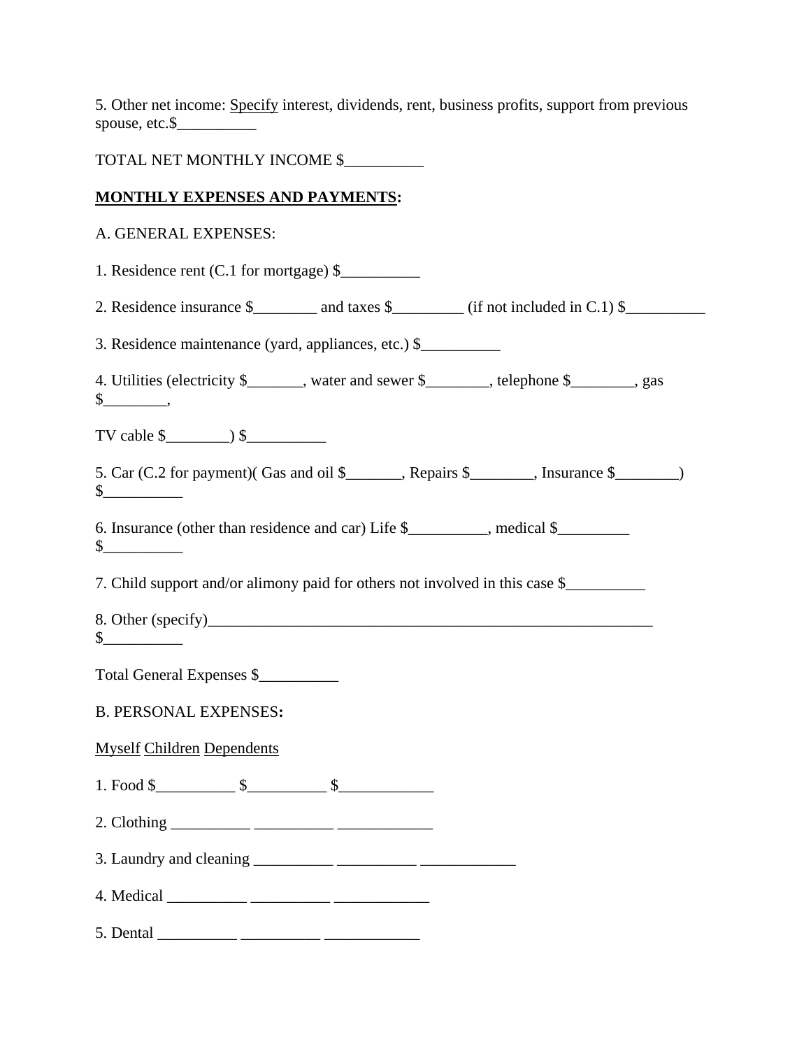5. Other net income: Specify interest, dividends, rent, business profits, support from previous spouse, etc.$__________

TOTAL NET MONTHLY INCOME $__________

**MONTHLY EXPENSES AND PAYMENTS:**

A. GENERAL EXPENSES:

1. Residence rent (C.1 for mortgage) $__________

2. Residence insurance $________ and taxes $_________ (if not included in C.1) $__________

3. Residence maintenance (yard, appliances, etc.) $__________

4. Utilities (electricity $_______, water and sewer $________, telephone $________, gas $________,

TV cable $________) $__________

5. Car (C.2 for payment)( Gas and oil $_______, Repairs $________, Insurance $________) $__________

6. Insurance (other than residence and car) Life $__________, medical $_________ $__________

7. Child support and/or alimony paid for others not involved in this case $__________

8. Other (specify)____________________________________________________________ $__________

Total General Expenses $__________

B. PERSONAL EXPENSES:

Myself Children Dependents

1. Food $__________ $__________ $____________

2. Clothing __________ __________ ____________

3. Laundry and cleaning __________ __________ ____________

4. Medical __________ __________ ____________

5. Dental __________ __________ ____________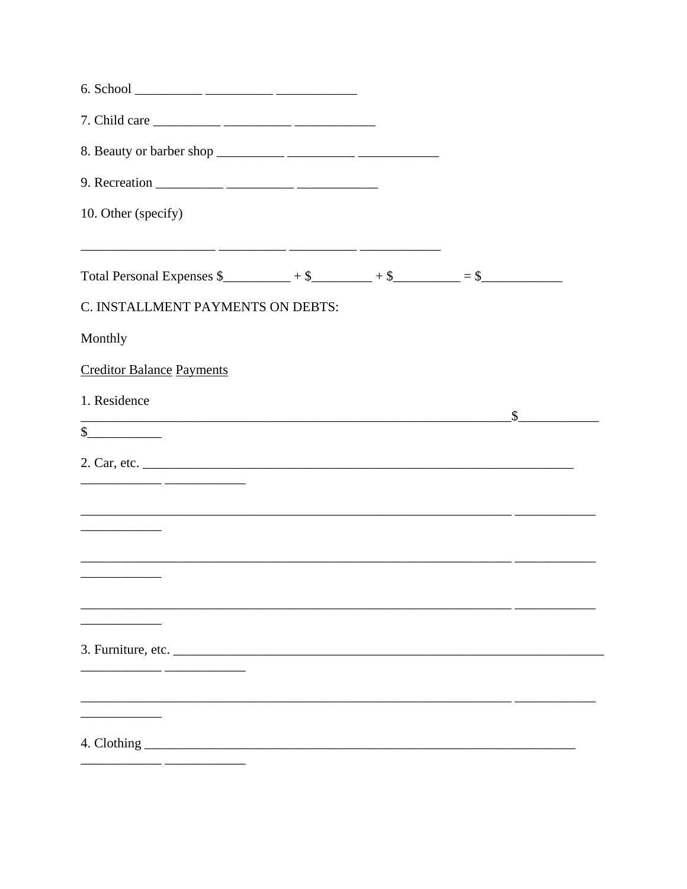6. School __________ __________ ____________

7. Child care __________ __________ ____________

8. Beauty or barber shop __________ __________ ____________

9. Recreation __________ __________ ____________

10. Other (specify)

____________________ __________ __________ ____________

Total Personal Expenses $__________ + $_________ + $__________ = $____________

C. INSTALLMENT PAYMENTS ON DEBTS:

Monthly

<u>Creditor</u> <u>Balance</u> <u>Payments</u>

1. Residence ________________________________________________________________$____________ $___________

2. Car, etc. _________________________________________________________________ ____________ ____________

_________________________________________________________________ ____________ ____________

_________________________________________________________________ ____________ ____________

_________________________________________________________________ ____________ ____________

3. Furniture, etc. _________________________________________________________________ ____________ ____________

_________________________________________________________________ ____________ ____________

4. Clothing _________________________________________________________________ ____________ ____________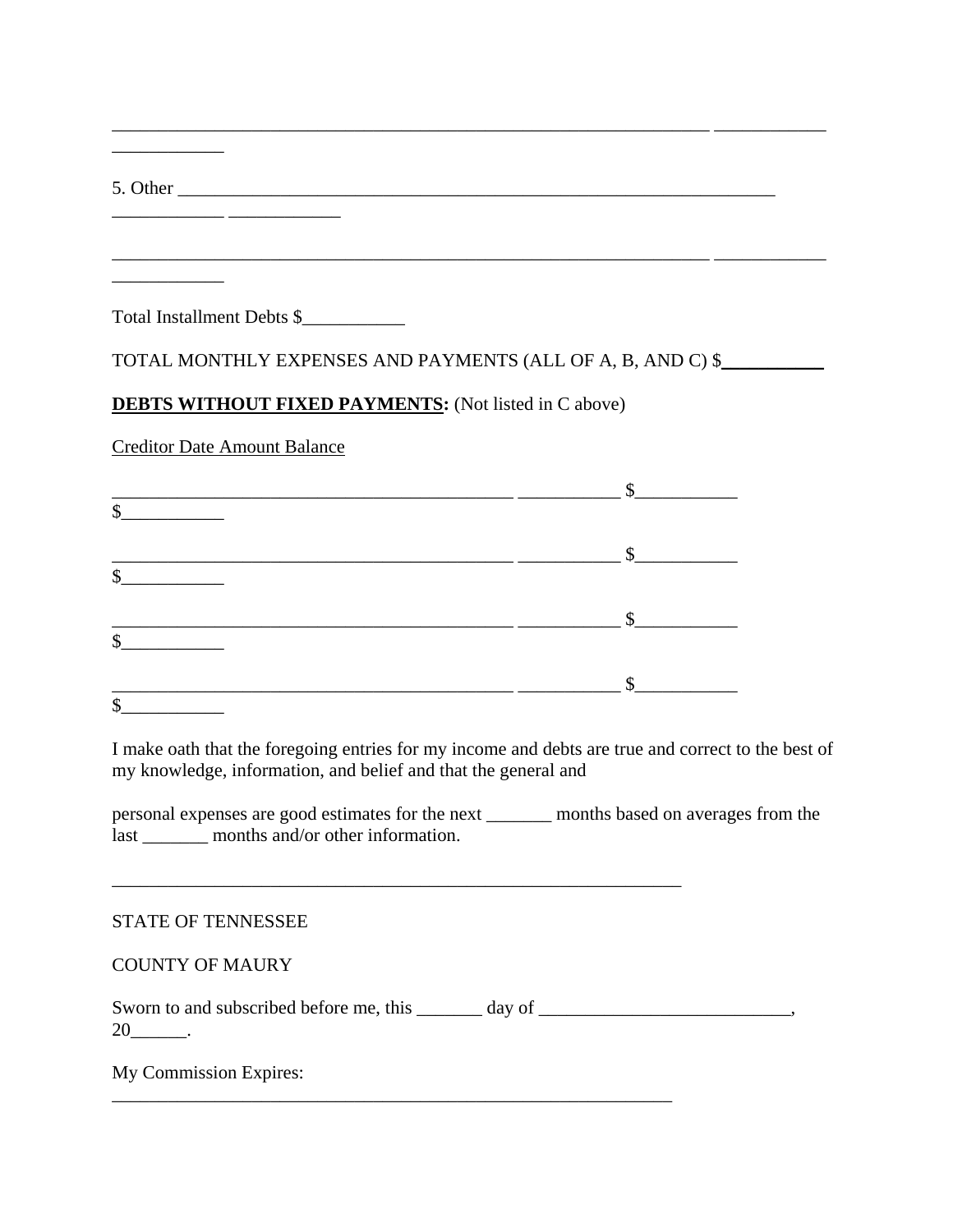________________________________________________________________ ____________ ____________

5. Other _________________________________________________________________ ____________ ____________

________________________________________________________________ ____________ ____________

Total Installment Debts $___________

TOTAL MONTHLY EXPENSES AND PAYMENTS (ALL OF A, B, AND C) $___________

**DEBTS WITHOUT FIXED PAYMENTS:** (Not listed in C above)

Creditor Date Amount Balance

__________________________________________ ___________ $___________ $___________

__________________________________________ ___________ $___________ $___________

__________________________________________ ___________ $___________ $___________

__________________________________________ ___________ $___________ $___________

I make oath that the foregoing entries for my income and debts are true and correct to the best of my knowledge, information, and belief and that the general and

personal expenses are good estimates for the next _______ months based on averages from the last _______ months and/or other information.

______________________________________________________________

STATE OF TENNESSEE

COUNTY OF MAURY

Sworn to and subscribed before me, this _______ day of ___________________________, 20______.

My Commission Expires: _____________________________________________________________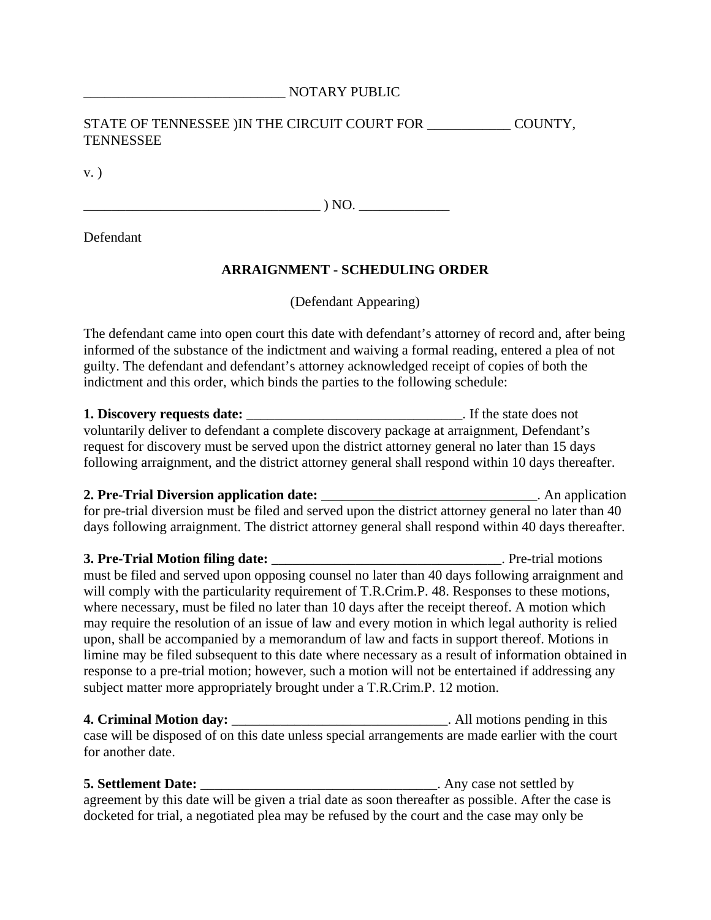____________________________ NOTARY PUBLIC

STATE OF TENNESSEE )IN THE CIRCUIT COURT FOR ____________ COUNTY, TENNESSEE

v. )

__________________________________ ) NO. _____________

Defendant

**ARRAIGNMENT - SCHEDULING ORDER**

(Defendant Appearing)

The defendant came into open court this date with defendant's attorney of record and, after being informed of the substance of the indictment and waiving a formal reading, entered a plea of not guilty. The defendant and defendant's attorney acknowledged receipt of copies of both the indictment and this order, which binds the parties to the following schedule:

**1. Discovery requests date:** _______________________________. If the state does not voluntarily deliver to defendant a complete discovery package at arraignment, Defendant's request for discovery must be served upon the district attorney general no later than 15 days following arraignment, and the district attorney general shall respond within 10 days thereafter.

**2. Pre-Trial Diversion application date:** _______________________________. An application for pre-trial diversion must be filed and served upon the district attorney general no later than 40 days following arraignment. The district attorney general shall respond within 40 days thereafter.

**3. Pre-Trial Motion filing date:** _________________________________. Pre-trial motions must be filed and served upon opposing counsel no later than 40 days following arraignment and will comply with the particularity requirement of T.R.Crim.P. 48. Responses to these motions, where necessary, must be filed no later than 10 days after the receipt thereof. A motion which may require the resolution of an issue of law and every motion in which legal authority is relied upon, shall be accompanied by a memorandum of law and facts in support thereof. Motions in limine may be filed subsequent to this date where necessary as a result of information obtained in response to a pre-trial motion; however, such a motion will not be entertained if addressing any subject matter more appropriately brought under a T.R.Crim.P. 12 motion.

**4. Criminal Motion day:** _______________________________. All motions pending in this case will be disposed of on this date unless special arrangements are made earlier with the court for another date.

**5. Settlement Date:** __________________________________. Any case not settled by agreement by this date will be given a trial date as soon thereafter as possible. After the case is docketed for trial, a negotiated plea may be refused by the court and the case may only be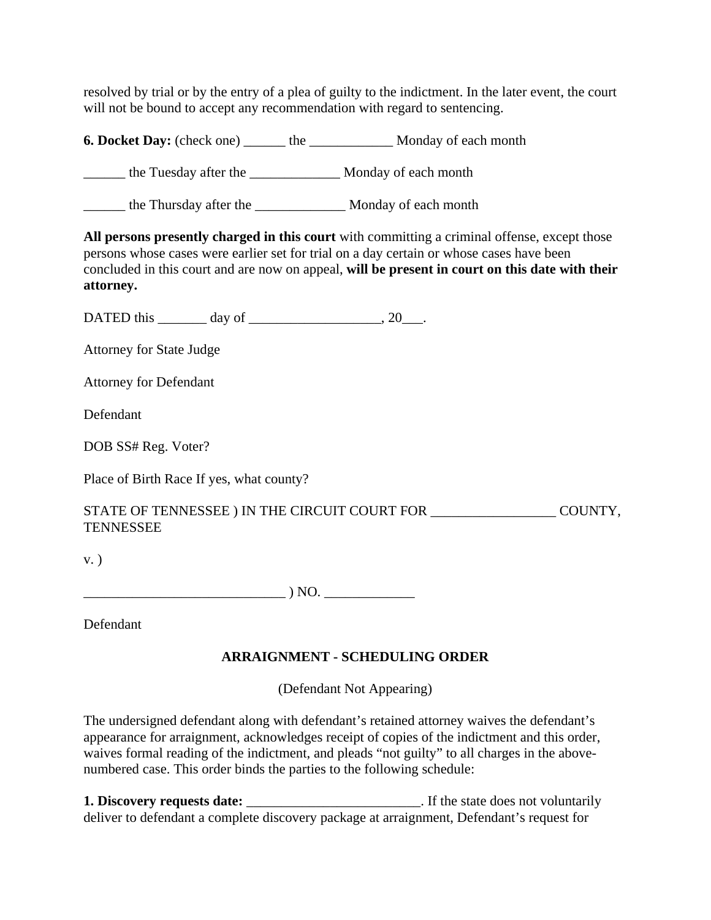resolved by trial or by the entry of a plea of guilty to the indictment. In the later event, the court will not be bound to accept any recommendation with regard to sentencing.

**6. Docket Day:** (check one) ______ the ____________ Monday of each month

______ the Tuesday after the _____________ Monday of each month

______ the Thursday after the _____________ Monday of each month

**All persons presently charged in this court** with committing a criminal offense, except those persons whose cases were earlier set for trial on a day certain or whose cases have been concluded in this court and are now on appeal, **will be present in court on this date with their attorney.**

DATED this _______ day of ___________________, 20___.

Attorney for State Judge

Attorney for Defendant

Defendant

DOB SS# Reg. Voter?

Place of Birth Race If yes, what county?

STATE OF TENNESSEE ) IN THE CIRCUIT COURT FOR __________________ COUNTY, TENNESSEE

v. )

_____________________________ ) NO. _____________

Defendant

## ARRAIGNMENT - SCHEDULING ORDER

(Defendant Not Appearing)

The undersigned defendant along with defendant's retained attorney waives the defendant's appearance for arraignment, acknowledges receipt of copies of the indictment and this order, waives formal reading of the indictment, and pleads "not guilty" to all charges in the above-numbered case. This order binds the parties to the following schedule:

**1. Discovery requests date:** _________________________. If the state does not voluntarily deliver to defendant a complete discovery package at arraignment, Defendant's request for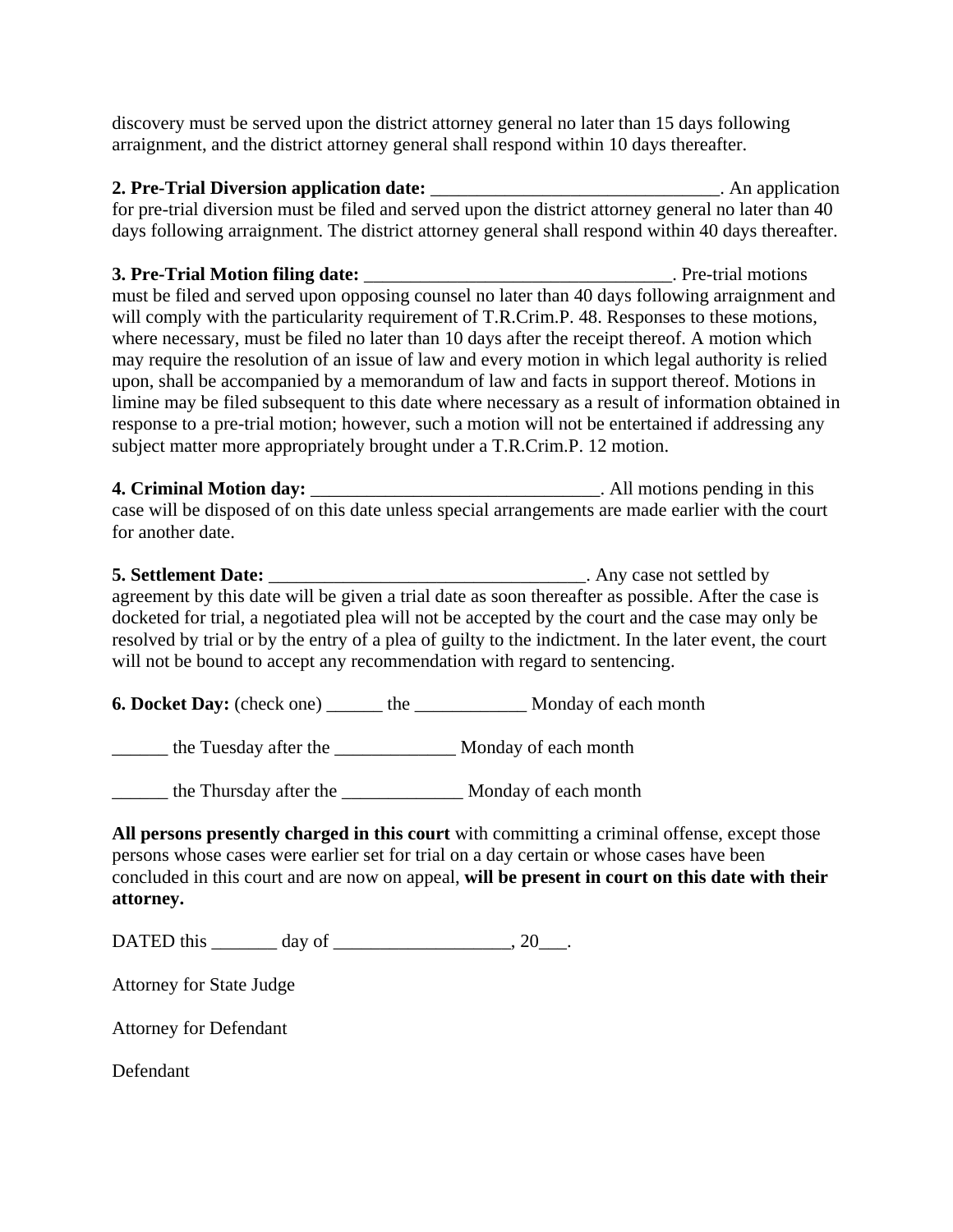discovery must be served upon the district attorney general no later than 15 days following arraignment, and the district attorney general shall respond within 10 days thereafter.

**2. Pre-Trial Diversion application date:** _______________________________. An application for pre-trial diversion must be filed and served upon the district attorney general no later than 40 days following arraignment. The district attorney general shall respond within 40 days thereafter.

**3. Pre-Trial Motion filing date:** _________________________________. Pre-trial motions must be filed and served upon opposing counsel no later than 40 days following arraignment and will comply with the particularity requirement of T.R.Crim.P. 48. Responses to these motions, where necessary, must be filed no later than 10 days after the receipt thereof. A motion which may require the resolution of an issue of law and every motion in which legal authority is relied upon, shall be accompanied by a memorandum of law and facts in support thereof. Motions in limine may be filed subsequent to this date where necessary as a result of information obtained in response to a pre-trial motion; however, such a motion will not be entertained if addressing any subject matter more appropriately brought under a T.R.Crim.P. 12 motion.

**4. Criminal Motion day:** _______________________________. All motions pending in this case will be disposed of on this date unless special arrangements are made earlier with the court for another date.

**5. Settlement Date:** __________________________________. Any case not settled by agreement by this date will be given a trial date as soon thereafter as possible. After the case is docketed for trial, a negotiated plea will not be accepted by the court and the case may only be resolved by trial or by the entry of a plea of guilty to the indictment. In the later event, the court will not be bound to accept any recommendation with regard to sentencing.

**6. Docket Day:** (check one) ______ the ____________ Monday of each month

______ the Tuesday after the _____________ Monday of each month

______ the Thursday after the _____________ Monday of each month

**All persons presently charged in this court** with committing a criminal offense, except those persons whose cases were earlier set for trial on a day certain or whose cases have been concluded in this court and are now on appeal, **will be present in court on this date with their attorney.**

DATED this _______ day of ___________________, 20___.

Attorney for State Judge

Attorney for Defendant

Defendant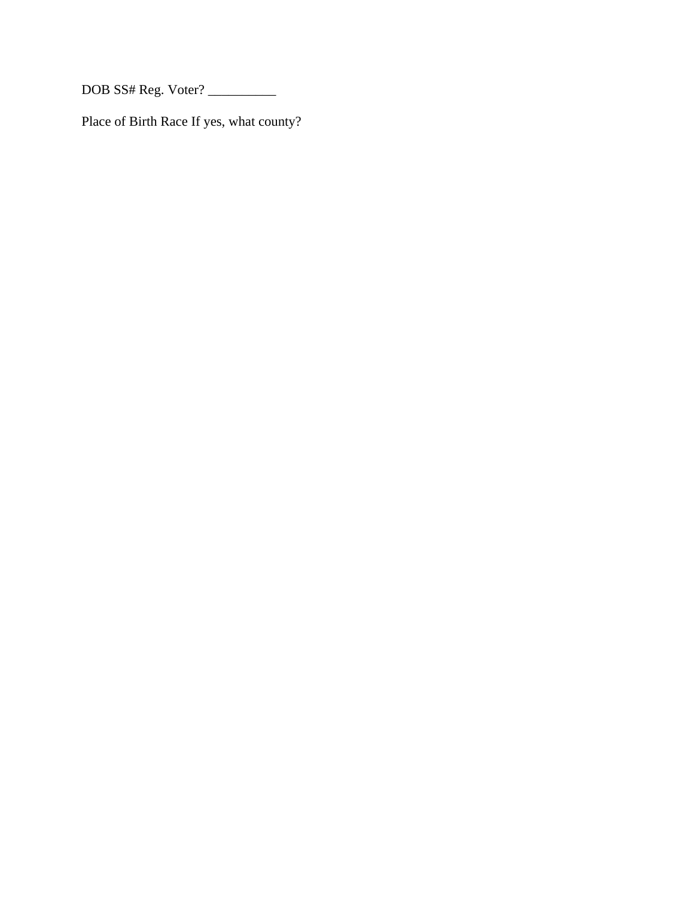DOB SS# Reg. Voter? __________

Place of Birth Race If yes, what county?